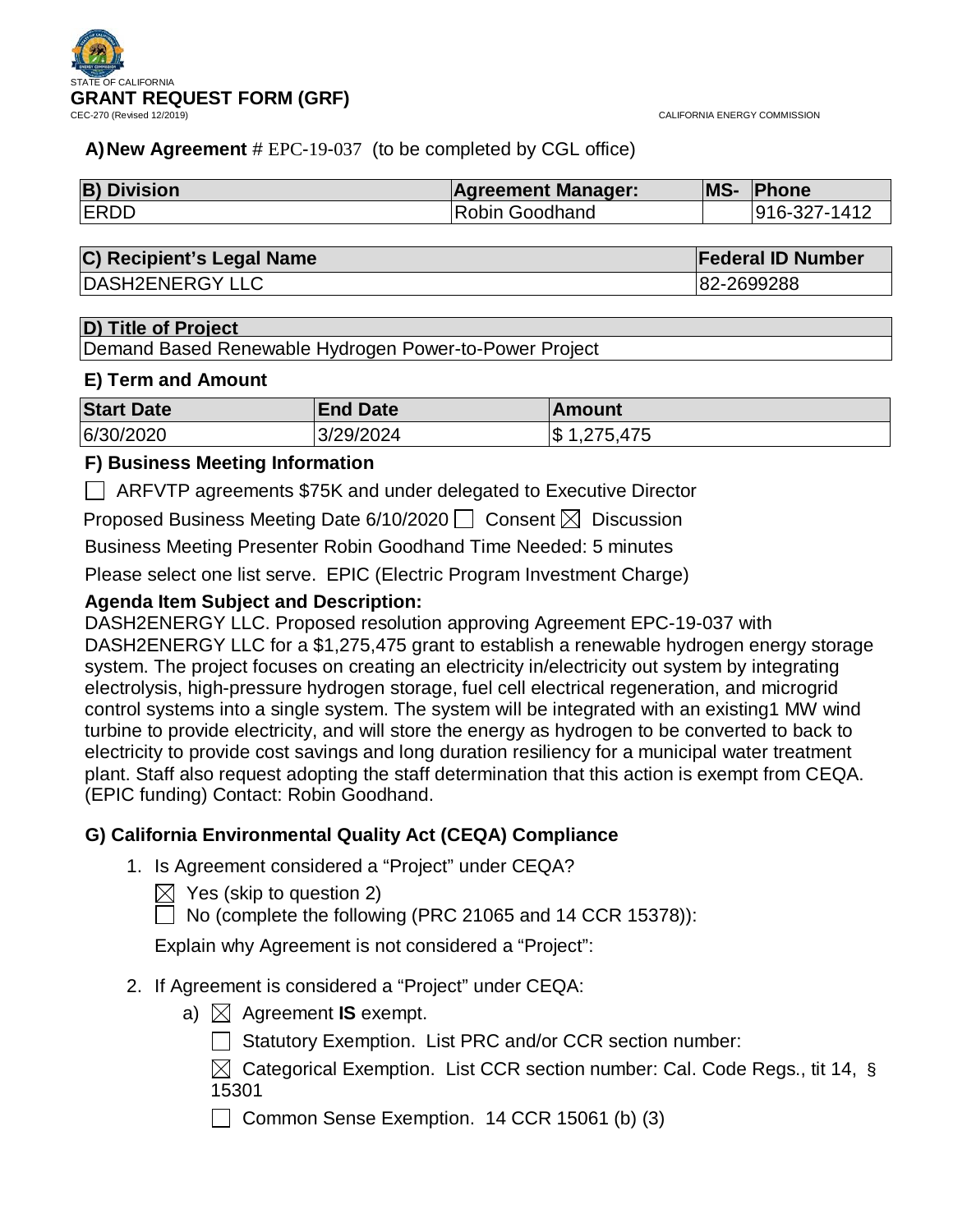STATE OF CALIFORNIA

# GRANT REQUEST FORM (GRF)

CEC-270 (Revised 12/2019)

CALIFORNIA ENERGY COMMISSION

**A) New Agreement** # EPC-19-037 (to be completed by CGL office)

| B) Division | Agreement Manager: | MS- | Phone |
|---|---|---|---|
| ERDD | Robin Goodhand | | 916-327-1412 |

| C) Recipient's Legal Name | Federal ID Number |
|---|---|
| DASH2ENERGY LLC | 82-2699288 |

| D) Title of Project |
|---|
| Demand Based Renewable Hydrogen Power-to-Power Project |

### E) Term and Amount

| Start Date | End Date | Amount |
|---|---|---|
| 6/30/2020 | 3/29/2024 | $ 1,275,475 |

### F) Business Meeting Information

☐ ARFVTP agreements $75K and under delegated to Executive Director

Proposed Business Meeting Date 6/10/2020 ☐ Consent ☒ Discussion

Business Meeting Presenter Robin Goodhand Time Needed: 5 minutes

Please select one list serve. EPIC (Electric Program Investment Charge)

**Agenda Item Subject and Description:**

DASH2ENERGY LLC. Proposed resolution approving Agreement EPC-19-037 with DASH2ENERGY LLC for a $1,275,475 grant to establish a renewable hydrogen energy storage system. The project focuses on creating an electricity in/electricity out system by integrating electrolysis, high-pressure hydrogen storage, fuel cell electrical regeneration, and microgrid control systems into a single system. The system will be integrated with an existing1 MW wind turbine to provide electricity, and will store the energy as hydrogen to be converted to back to electricity to provide cost savings and long duration resiliency for a municipal water treatment plant. Staff also request adopting the staff determination that this action is exempt from CEQA. (EPIC funding) Contact: Robin Goodhand.

### G) California Environmental Quality Act (CEQA) Compliance

1. Is Agreement considered a "Project" under CEQA?

   ☒ Yes (skip to question 2)

   ☐ No (complete the following (PRC 21065 and 14 CCR 15378)):

   Explain why Agreement is not considered a "Project":

2. If Agreement is considered a "Project" under CEQA:

   a) ☒ Agreement **IS** exempt.

   ☐ Statutory Exemption. List PRC and/or CCR section number:

   ☒ Categorical Exemption. List CCR section number: Cal. Code Regs., tit 14, § 15301

   ☐ Common Sense Exemption. 14 CCR 15061 (b) (3)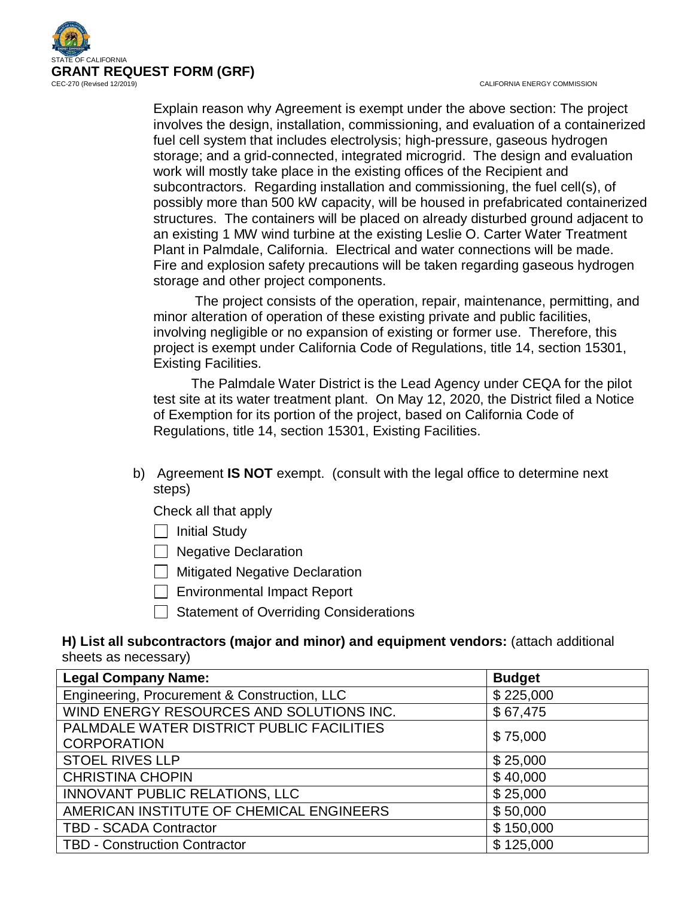Explain reason why Agreement is exempt under the above section: The project involves the design, installation, commissioning, and evaluation of a containerized fuel cell system that includes electrolysis; high-pressure, gaseous hydrogen storage; and a grid-connected, integrated microgrid. The design and evaluation work will mostly take place in the existing offices of the Recipient and subcontractors. Regarding installation and commissioning, the fuel cell(s), of possibly more than 500 kW capacity, will be housed in prefabricated containerized structures. The containers will be placed on already disturbed ground adjacent to an existing 1 MW wind turbine at the existing Leslie O. Carter Water Treatment Plant in Palmdale, California. Electrical and water connections will be made. Fire and explosion safety precautions will be taken regarding gaseous hydrogen storage and other project components.

The project consists of the operation, repair, maintenance, permitting, and minor alteration of operation of these existing private and public facilities, involving negligible or no expansion of existing or former use. Therefore, this project is exempt under California Code of Regulations, title 14, section 15301, Existing Facilities.

The Palmdale Water District is the Lead Agency under CEQA for the pilot test site at its water treatment plant. On May 12, 2020, the District filed a Notice of Exemption for its portion of the project, based on California Code of Regulations, title 14, section 15301, Existing Facilities.

b) Agreement **IS NOT** exempt. (consult with the legal office to determine next steps)

Check all that apply

- [ ] Initial Study
- [ ] Negative Declaration
- [ ] Mitigated Negative Declaration
- [ ] Environmental Impact Report
- [ ] Statement of Overriding Considerations

**H) List all subcontractors (major and minor) and equipment vendors:** (attach additional sheets as necessary)

| Legal Company Name: | Budget |
|---|---|
| Engineering, Procurement & Construction, LLC | $ 225,000 |
| WIND ENERGY RESOURCES AND SOLUTIONS INC. | $ 67,475 |
| PALMDALE WATER DISTRICT PUBLIC FACILITIES CORPORATION | $ 75,000 |
| STOEL RIVES LLP | $ 25,000 |
| CHRISTINA CHOPIN | $ 40,000 |
| INNOVANT PUBLIC RELATIONS, LLC | $ 25,000 |
| AMERICAN INSTITUTE OF CHEMICAL ENGINEERS | $ 50,000 |
| TBD - SCADA Contractor | $ 150,000 |
| TBD - Construction Contractor | $ 125,000 |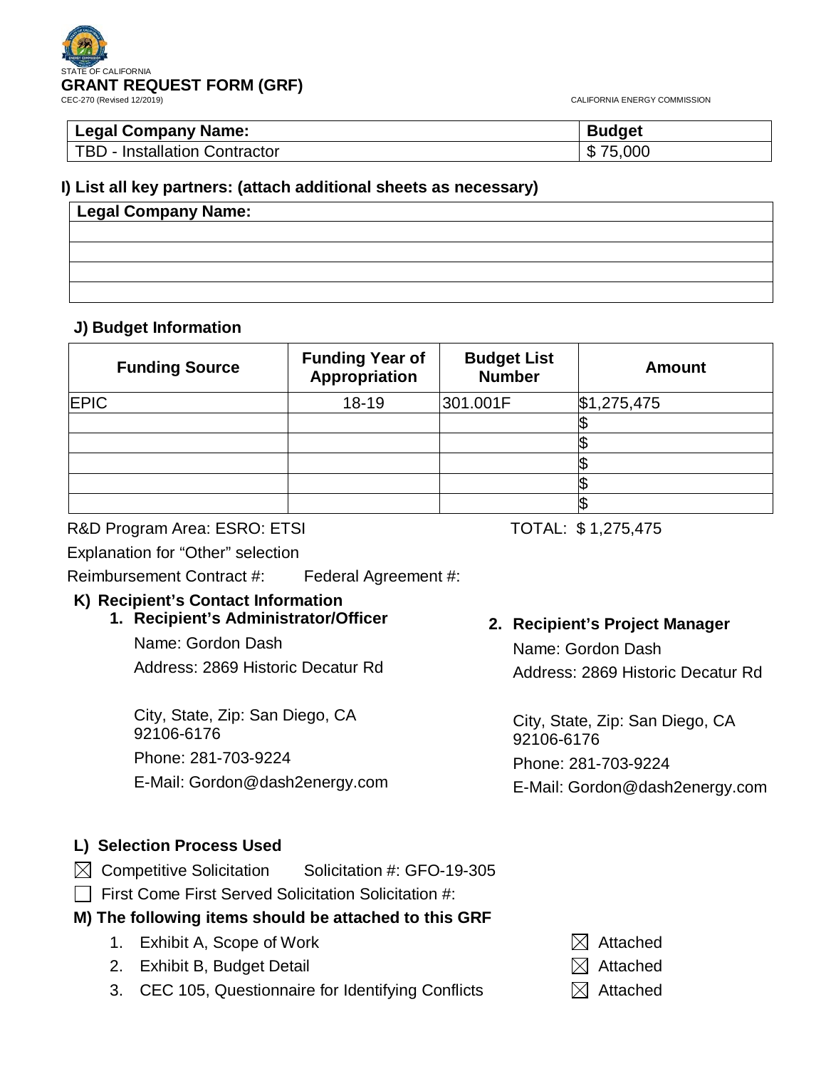STATE OF CALIFORNIA

# GRANT REQUEST FORM (GRF)

CEC-270 (Revised 12/2019)

CALIFORNIA ENERGY COMMISSION

| Legal Company Name: | Budget |
|---|---|
| TBD - Installation Contractor | $ 75,000 |

### I) List all key partners: (attach additional sheets as necessary)

| Legal Company Name: |
|---|
| |
| |
| |
| |

### J) Budget Information

| Funding Source | Funding Year of Appropriation | Budget List Number | Amount |
|---|---|---|---|
| EPIC | 18-19 | 301.001F | $1,275,475 |
| | | | $ |
| | | | $ |
| | | | $ |
| | | | $ |
| | | | $ |

R&D Program Area: ESRO: ETSI

TOTAL: $ 1,275,475

Explanation for "Other" selection

Reimbursement Contract #: Federal Agreement #:

### K) Recipient's Contact Information

1. **Recipient's Administrator/Officer**

   Name: Gordon Dash

   Address: 2869 Historic Decatur Rd

   City, State, Zip: San Diego, CA 92106-6176

   Phone: 281-703-9224

   E-Mail: Gordon@dash2energy.com

2. **Recipient's Project Manager**

   Name: Gordon Dash

   Address: 2869 Historic Decatur Rd

   City, State, Zip: San Diego, CA 92106-6176

   Phone: 281-703-9224

   E-Mail: Gordon@dash2energy.com

### L) Selection Process Used

☒ Competitive Solicitation Solicitation #: GFO-19-305

☐ First Come First Served Solicitation Solicitation #:

### M) The following items should be attached to this GRF

1. Exhibit A, Scope of Work ☒ Attached
2. Exhibit B, Budget Detail ☒ Attached
3. CEC 105, Questionnaire for Identifying Conflicts ☒ Attached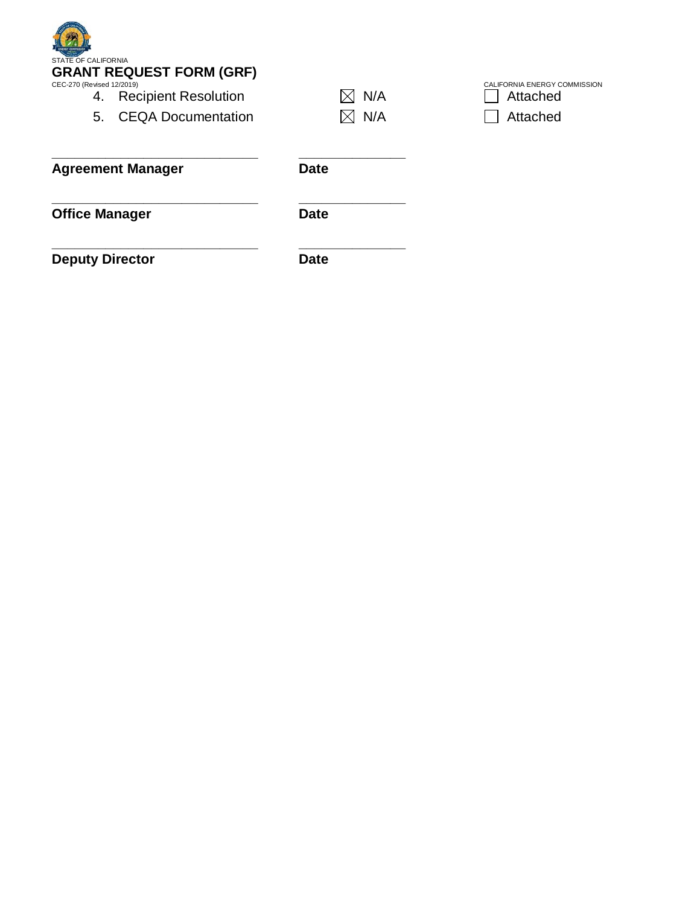4. Recipient Resolution ☒ N/A ☐ Attached
5. CEQA Documentation ☒ N/A ☐ Attached

_______________________________ _______________
**Agreement Manager** **Date**

_______________________________ _______________
**Office Manager** **Date**

_______________________________ _______________
**Deputy Director** **Date**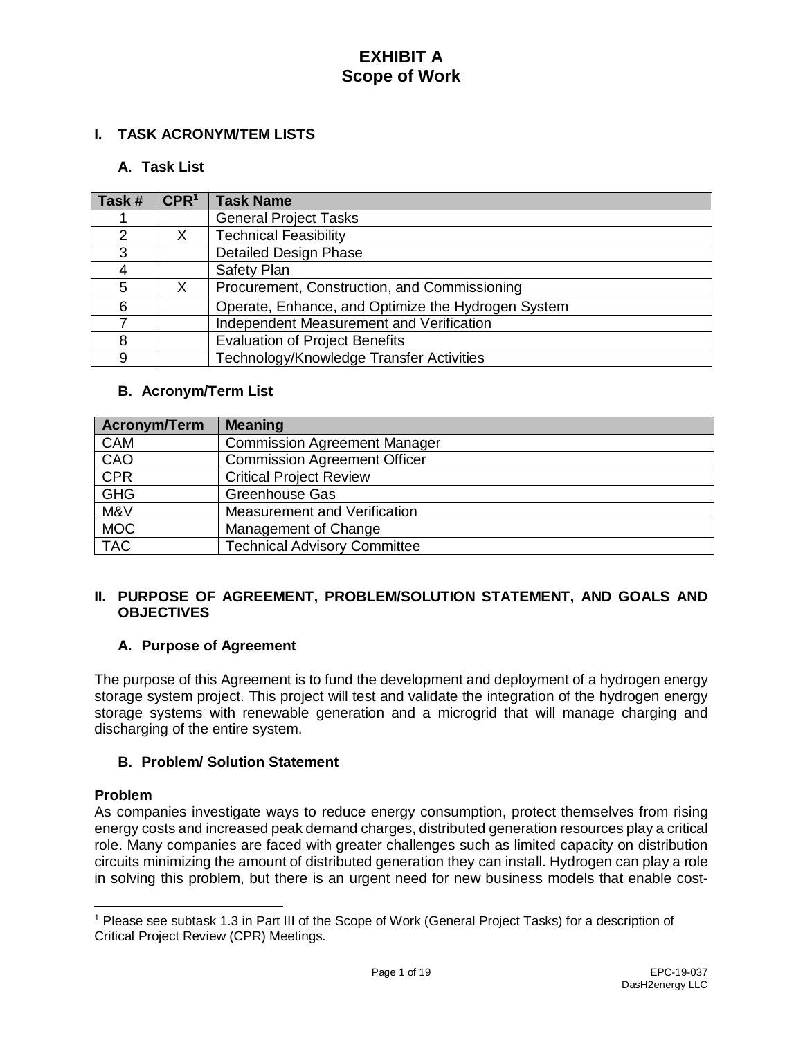# EXHIBIT A
# Scope of Work

## I. TASK ACRONYM/TEM LISTS

### A. Task List

| Task # | CPR[1] | Task Name |
|---|---|---|
| 1 | | General Project Tasks |
| 2 | X | Technical Feasibility |
| 3 | | Detailed Design Phase |
| 4 | | Safety Plan |
| 5 | X | Procurement, Construction, and Commissioning |
| 6 | | Operate, Enhance, and Optimize the Hydrogen System |
| 7 | | Independent Measurement and Verification |
| 8 | | Evaluation of Project Benefits |
| 9 | | Technology/Knowledge Transfer Activities |

### B. Acronym/Term List

| Acronym/Term | Meaning |
|---|---|
| CAM | Commission Agreement Manager |
| CAO | Commission Agreement Officer |
| CPR | Critical Project Review |
| GHG | Greenhouse Gas |
| M&V | Measurement and Verification |
| MOC | Management of Change |
| TAC | Technical Advisory Committee |

## II. PURPOSE OF AGREEMENT, PROBLEM/SOLUTION STATEMENT, AND GOALS AND OBJECTIVES

### A. Purpose of Agreement

The purpose of this Agreement is to fund the development and deployment of a hydrogen energy storage system project. This project will test and validate the integration of the hydrogen energy storage systems with renewable generation and a microgrid that will manage charging and discharging of the entire system.

### B. Problem/ Solution Statement

**Problem**

As companies investigate ways to reduce energy consumption, protect themselves from rising energy costs and increased peak demand charges, distributed generation resources play a critical role. Many companies are faced with greater challenges such as limited capacity on distribution circuits minimizing the amount of distributed generation they can install. Hydrogen can play a role in solving this problem, but there is an urgent need for new business models that enable cost-

[1] Please see subtask 1.3 in Part III of the Scope of Work (General Project Tasks) for a description of Critical Project Review (CPR) Meetings.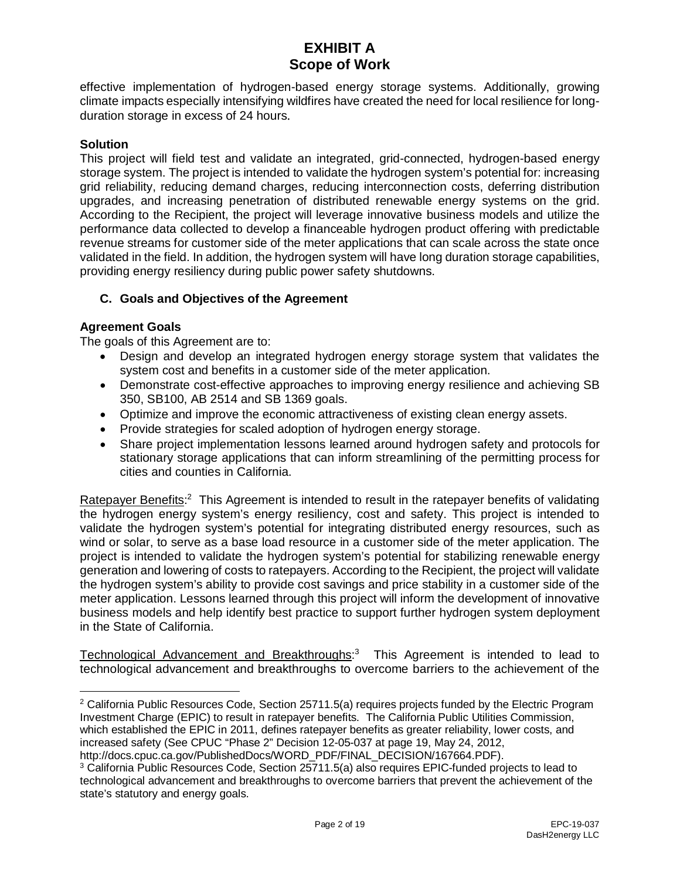effective implementation of hydrogen-based energy storage systems. Additionally, growing climate impacts especially intensifying wildfires have created the need for local resilience for long-duration storage in excess of 24 hours.

**Solution**

This project will field test and validate an integrated, grid-connected, hydrogen-based energy storage system. The project is intended to validate the hydrogen system's potential for: increasing grid reliability, reducing demand charges, reducing interconnection costs, deferring distribution upgrades, and increasing penetration of distributed renewable energy systems on the grid. According to the Recipient, the project will leverage innovative business models and utilize the performance data collected to develop a financeable hydrogen product offering with predictable revenue streams for customer side of the meter applications that can scale across the state once validated in the field. In addition, the hydrogen system will have long duration storage capabilities, providing energy resiliency during public power safety shutdowns.

### C. Goals and Objectives of the Agreement

**Agreement Goals**

The goals of this Agreement are to:

- Design and develop an integrated hydrogen energy storage system that validates the system cost and benefits in a customer side of the meter application.
- Demonstrate cost-effective approaches to improving energy resilience and achieving SB 350, SB100, AB 2514 and SB 1369 goals.
- Optimize and improve the economic attractiveness of existing clean energy assets.
- Provide strategies for scaled adoption of hydrogen energy storage.
- Share project implementation lessons learned around hydrogen safety and protocols for stationary storage applications that can inform streamlining of the permitting process for cities and counties in California.

Ratepayer Benefits:[2] This Agreement is intended to result in the ratepayer benefits of validating the hydrogen energy system's energy resiliency, cost and safety. This project is intended to validate the hydrogen system's potential for integrating distributed energy resources, such as wind or solar, to serve as a base load resource in a customer side of the meter application. The project is intended to validate the hydrogen system's potential for stabilizing renewable energy generation and lowering of costs to ratepayers. According to the Recipient, the project will validate the hydrogen system's ability to provide cost savings and price stability in a customer side of the meter application. Lessons learned through this project will inform the development of innovative business models and help identify best practice to support further hydrogen system deployment in the State of California.

Technological Advancement and Breakthroughs:[3] This Agreement is intended to lead to technological advancement and breakthroughs to overcome barriers to the achievement of the

---

[2] California Public Resources Code, Section 25711.5(a) requires projects funded by the Electric Program Investment Charge (EPIC) to result in ratepayer benefits. The California Public Utilities Commission, which established the EPIC in 2011, defines ratepayer benefits as greater reliability, lower costs, and increased safety (See CPUC "Phase 2" Decision 12-05-037 at page 19, May 24, 2012, http://docs.cpuc.ca.gov/PublishedDocs/WORD_PDF/FINAL_DECISION/167664.PDF).

[3] California Public Resources Code, Section 25711.5(a) also requires EPIC-funded projects to lead to technological advancement and breakthroughs to overcome barriers that prevent the achievement of the state's statutory and energy goals.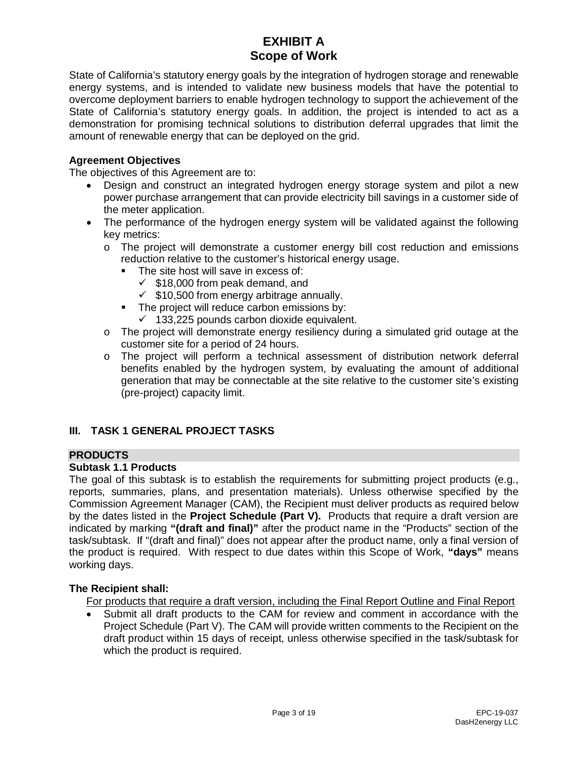# EXHIBIT A
## Scope of Work

State of California's statutory energy goals by the integration of hydrogen storage and renewable energy systems, and is intended to validate new business models that have the potential to overcome deployment barriers to enable hydrogen technology to support the achievement of the State of California's statutory energy goals. In addition, the project is intended to act as a demonstration for promising technical solutions to distribution deferral upgrades that limit the amount of renewable energy that can be deployed on the grid.

**Agreement Objectives**

The objectives of this Agreement are to:

- Design and construct an integrated hydrogen energy storage system and pilot a new power purchase arrangement that can provide electricity bill savings in a customer side of the meter application.
- The performance of the hydrogen energy system will be validated against the following key metrics:
  - The project will demonstrate a customer energy bill cost reduction and emissions reduction relative to the customer's historical energy usage.
    - The site host will save in excess of:
      - ✓ $18,000 from peak demand, and
      - ✓ $10,500 from energy arbitrage annually.
    - The project will reduce carbon emissions by:
      - ✓ 133,225 pounds carbon dioxide equivalent.
  - The project will demonstrate energy resiliency during a simulated grid outage at the customer site for a period of 24 hours.
  - The project will perform a technical assessment of distribution network deferral benefits enabled by the hydrogen system, by evaluating the amount of additional generation that may be connectable at the site relative to the customer site's existing (pre-project) capacity limit.

## III. TASK 1 GENERAL PROJECT TASKS

### PRODUCTS

**Subtask 1.1 Products**

The goal of this subtask is to establish the requirements for submitting project products (e.g., reports, summaries, plans, and presentation materials). Unless otherwise specified by the Commission Agreement Manager (CAM), the Recipient must deliver products as required below by the dates listed in the **Project Schedule (Part V).** Products that require a draft version are indicated by marking **"(draft and final)"** after the product name in the "Products" section of the task/subtask. If "(draft and final)" does not appear after the product name, only a final version of the product is required. With respect to due dates within this Scope of Work, **"days"** means working days.

**The Recipient shall:**

For products that require a draft version, including the Final Report Outline and Final Report

- Submit all draft products to the CAM for review and comment in accordance with the Project Schedule (Part V). The CAM will provide written comments to the Recipient on the draft product within 15 days of receipt, unless otherwise specified in the task/subtask for which the product is required.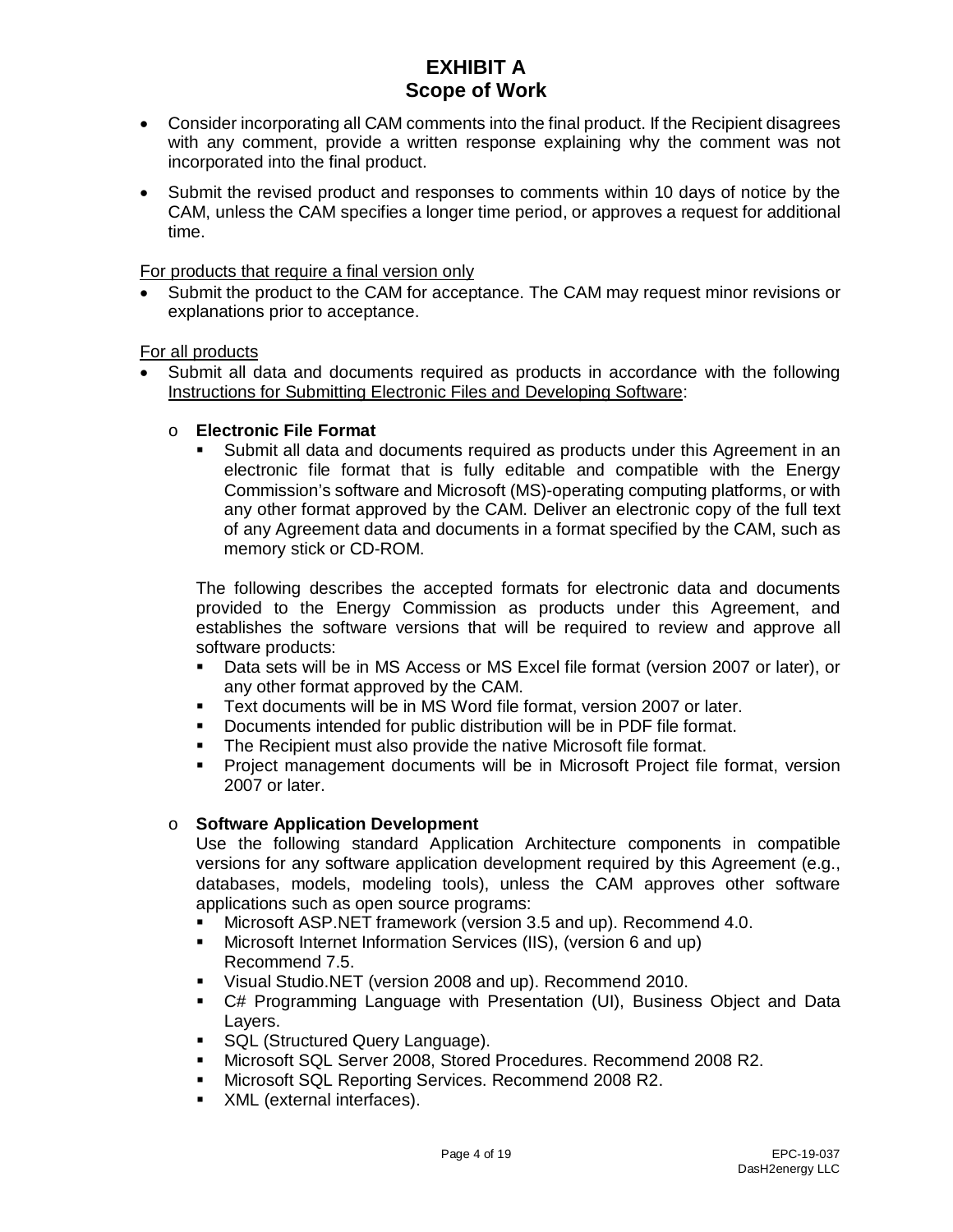- Consider incorporating all CAM comments into the final product. If the Recipient disagrees with any comment, provide a written response explaining why the comment was not incorporated into the final product.
- Submit the revised product and responses to comments within 10 days of notice by the CAM, unless the CAM specifies a longer time period, or approves a request for additional time.

<u>For products that require a final version only</u>

- Submit the product to the CAM for acceptance. The CAM may request minor revisions or explanations prior to acceptance.

<u>For all products</u>

- Submit all data and documents required as products in accordance with the following <u>Instructions for Submitting Electronic Files and Developing Software</u>:

  - **Electronic File Format**
    - Submit all data and documents required as products under this Agreement in an electronic file format that is fully editable and compatible with the Energy Commission's software and Microsoft (MS)-operating computing platforms, or with any other format approved by the CAM. Deliver an electronic copy of the full text of any Agreement data and documents in a format specified by the CAM, such as memory stick or CD-ROM.

    The following describes the accepted formats for electronic data and documents provided to the Energy Commission as products under this Agreement, and establishes the software versions that will be required to review and approve all software products:

    - Data sets will be in MS Access or MS Excel file format (version 2007 or later), or any other format approved by the CAM.
    - Text documents will be in MS Word file format, version 2007 or later.
    - Documents intended for public distribution will be in PDF file format.
    - The Recipient must also provide the native Microsoft file format.
    - Project management documents will be in Microsoft Project file format, version 2007 or later.

  - **Software Application Development**

    Use the following standard Application Architecture components in compatible versions for any software application development required by this Agreement (e.g., databases, models, modeling tools), unless the CAM approves other software applications such as open source programs:

    - Microsoft ASP.NET framework (version 3.5 and up). Recommend 4.0.
    - Microsoft Internet Information Services (IIS), (version 6 and up) Recommend 7.5.
    - Visual Studio.NET (version 2008 and up). Recommend 2010.
    - C# Programming Language with Presentation (UI), Business Object and Data Layers.
    - SQL (Structured Query Language).
    - Microsoft SQL Server 2008, Stored Procedures. Recommend 2008 R2.
    - Microsoft SQL Reporting Services. Recommend 2008 R2.
    - XML (external interfaces).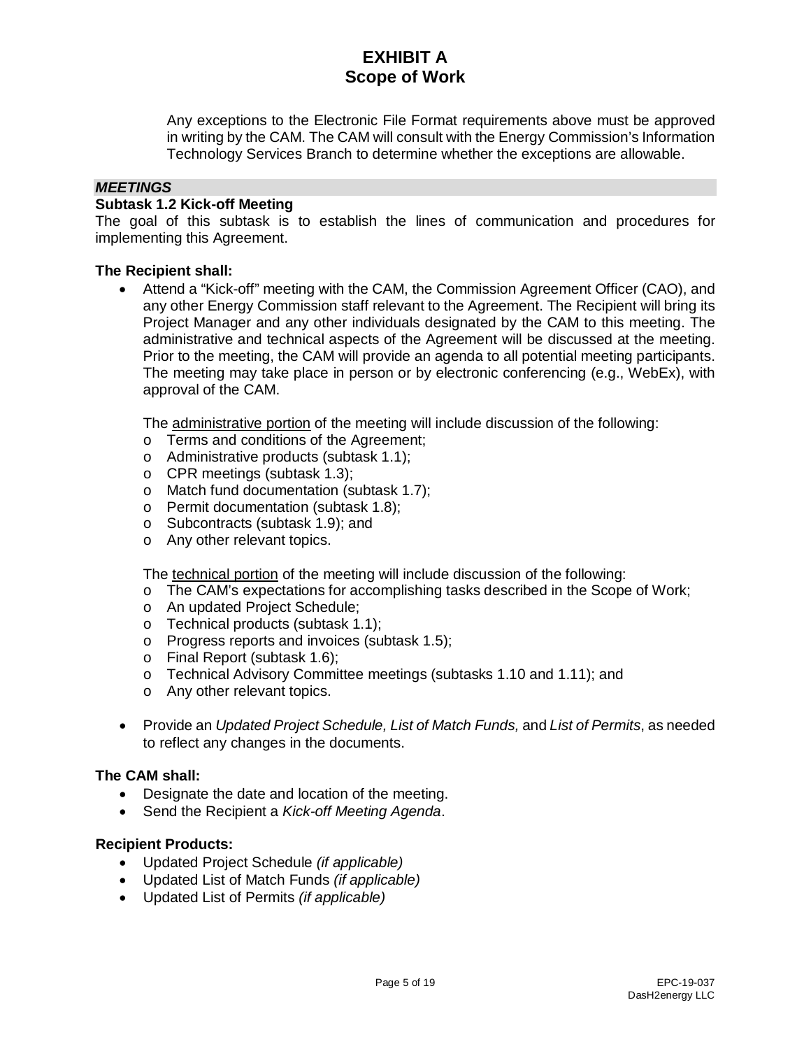Any exceptions to the Electronic File Format requirements above must be approved in writing by the CAM. The CAM will consult with the Energy Commission's Information Technology Services Branch to determine whether the exceptions are allowable.

***MEETINGS***

**Subtask 1.2 Kick-off Meeting**

The goal of this subtask is to establish the lines of communication and procedures for implementing this Agreement.

**The Recipient shall:**

- Attend a "Kick-off" meeting with the CAM, the Commission Agreement Officer (CAO), and any other Energy Commission staff relevant to the Agreement. The Recipient will bring its Project Manager and any other individuals designated by the CAM to this meeting. The administrative and technical aspects of the Agreement will be discussed at the meeting. Prior to the meeting, the CAM will provide an agenda to all potential meeting participants. The meeting may take place in person or by electronic conferencing (e.g., WebEx), with approval of the CAM.

  The administrative portion of the meeting will include discussion of the following:
  - Terms and conditions of the Agreement;
  - Administrative products (subtask 1.1);
  - CPR meetings (subtask 1.3);
  - Match fund documentation (subtask 1.7);
  - Permit documentation (subtask 1.8);
  - Subcontracts (subtask 1.9); and
  - Any other relevant topics.

  The technical portion of the meeting will include discussion of the following:
  - The CAM's expectations for accomplishing tasks described in the Scope of Work;
  - An updated Project Schedule;
  - Technical products (subtask 1.1);
  - Progress reports and invoices (subtask 1.5);
  - Final Report (subtask 1.6);
  - Technical Advisory Committee meetings (subtasks 1.10 and 1.11); and
  - Any other relevant topics.

- Provide an *Updated Project Schedule, List of Match Funds,* and *List of Permits*, as needed to reflect any changes in the documents.

**The CAM shall:**

- Designate the date and location of the meeting.
- Send the Recipient a *Kick-off Meeting Agenda*.

**Recipient Products:**

- Updated Project Schedule *(if applicable)*
- Updated List of Match Funds *(if applicable)*
- Updated List of Permits *(if applicable)*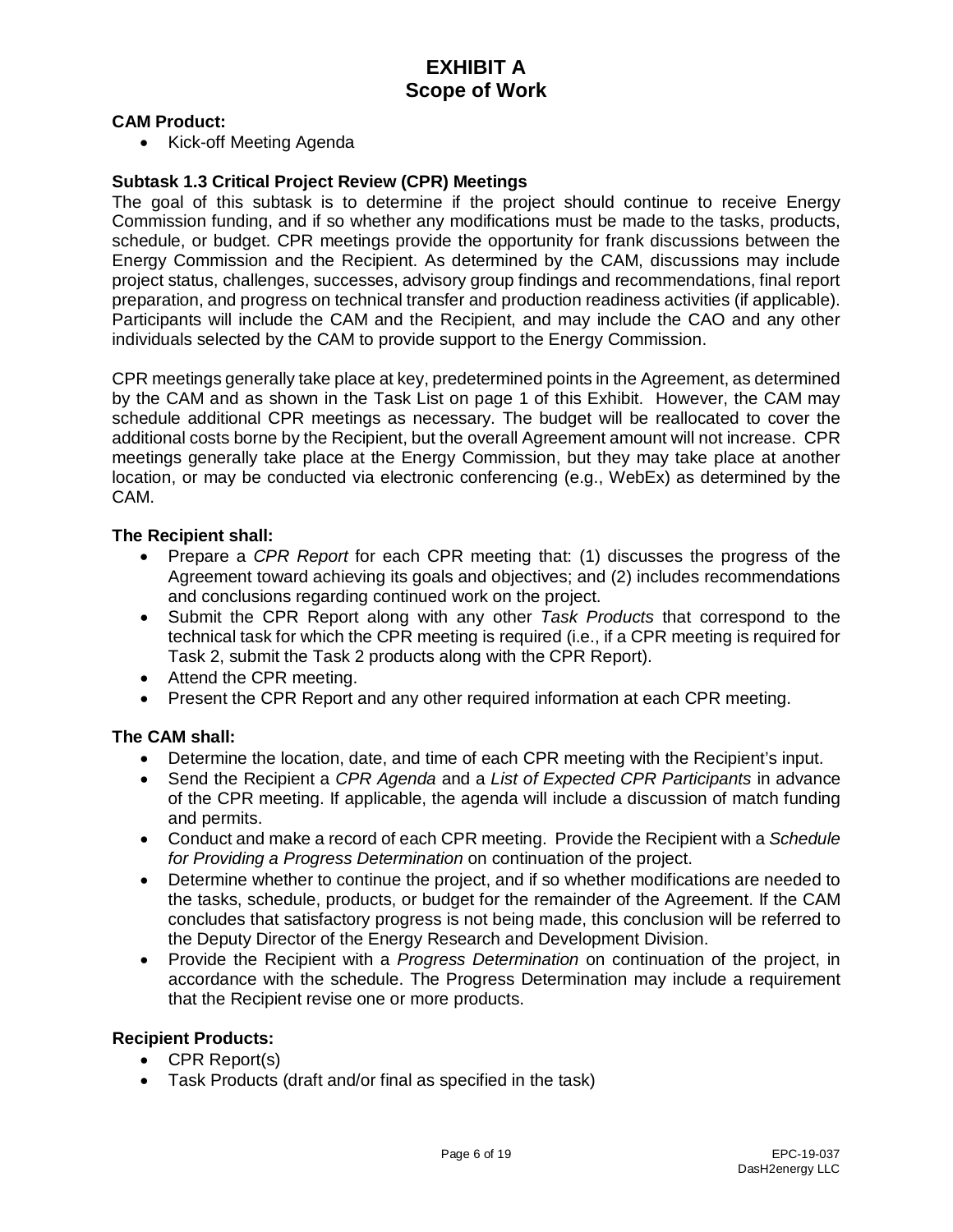**CAM Product:**

- Kick-off Meeting Agenda

### Subtask 1.3 Critical Project Review (CPR) Meetings

The goal of this subtask is to determine if the project should continue to receive Energy Commission funding, and if so whether any modifications must be made to the tasks, products, schedule, or budget. CPR meetings provide the opportunity for frank discussions between the Energy Commission and the Recipient. As determined by the CAM, discussions may include project status, challenges, successes, advisory group findings and recommendations, final report preparation, and progress on technical transfer and production readiness activities (if applicable). Participants will include the CAM and the Recipient, and may include the CAO and any other individuals selected by the CAM to provide support to the Energy Commission.

CPR meetings generally take place at key, predetermined points in the Agreement, as determined by the CAM and as shown in the Task List on page 1 of this Exhibit. However, the CAM may schedule additional CPR meetings as necessary. The budget will be reallocated to cover the additional costs borne by the Recipient, but the overall Agreement amount will not increase. CPR meetings generally take place at the Energy Commission, but they may take place at another location, or may be conducted via electronic conferencing (e.g., WebEx) as determined by the CAM.

**The Recipient shall:**

- Prepare a *CPR Report* for each CPR meeting that: (1) discusses the progress of the Agreement toward achieving its goals and objectives; and (2) includes recommendations and conclusions regarding continued work on the project.
- Submit the CPR Report along with any other *Task Products* that correspond to the technical task for which the CPR meeting is required (i.e., if a CPR meeting is required for Task 2, submit the Task 2 products along with the CPR Report).
- Attend the CPR meeting.
- Present the CPR Report and any other required information at each CPR meeting.

**The CAM shall:**

- Determine the location, date, and time of each CPR meeting with the Recipient's input.
- Send the Recipient a *CPR Agenda* and a *List of Expected CPR Participants* in advance of the CPR meeting. If applicable, the agenda will include a discussion of match funding and permits.
- Conduct and make a record of each CPR meeting. Provide the Recipient with a *Schedule for Providing a Progress Determination* on continuation of the project.
- Determine whether to continue the project, and if so whether modifications are needed to the tasks, schedule, products, or budget for the remainder of the Agreement. If the CAM concludes that satisfactory progress is not being made, this conclusion will be referred to the Deputy Director of the Energy Research and Development Division.
- Provide the Recipient with a *Progress Determination* on continuation of the project, in accordance with the schedule. The Progress Determination may include a requirement that the Recipient revise one or more products.

**Recipient Products:**

- CPR Report(s)
- Task Products (draft and/or final as specified in the task)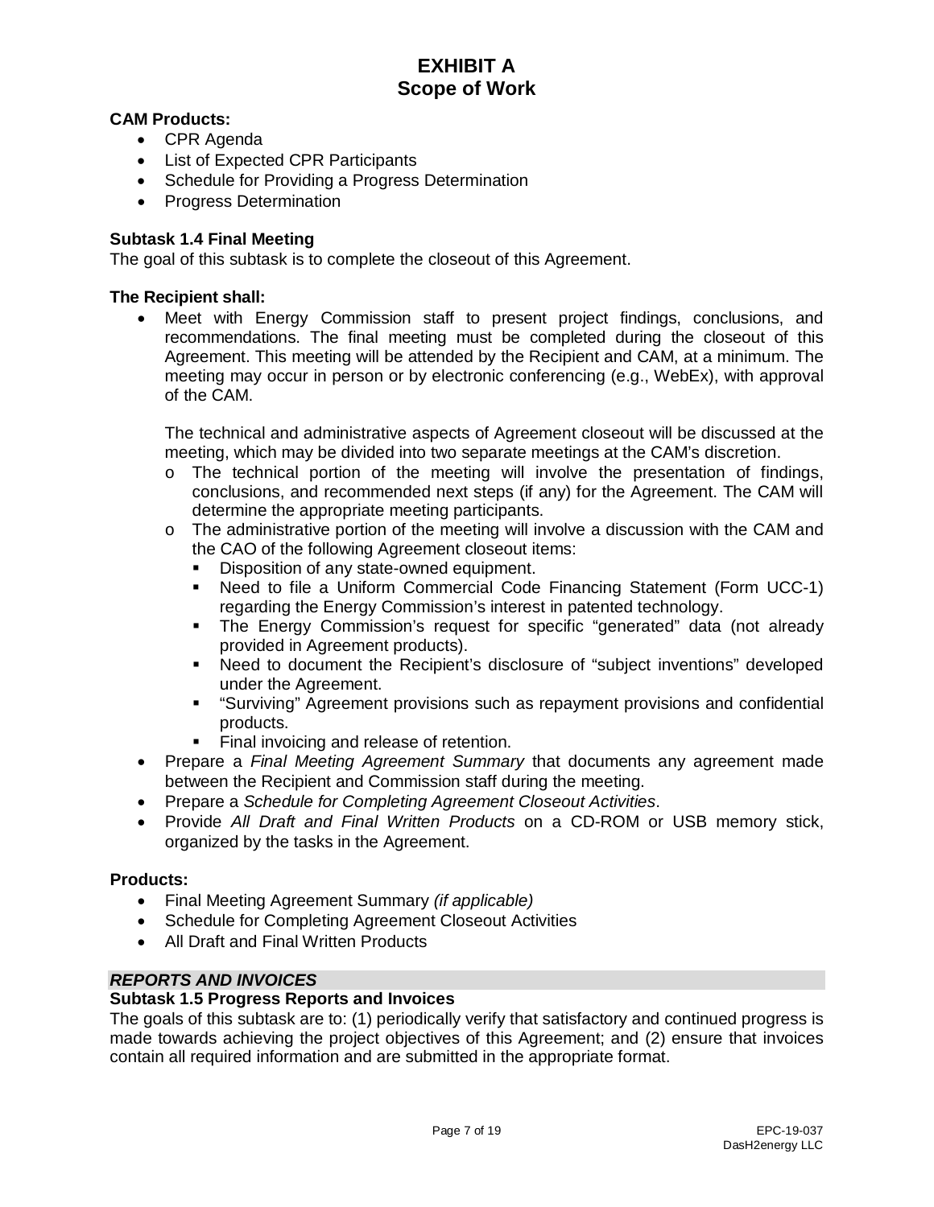**CAM Products:**

- CPR Agenda
- List of Expected CPR Participants
- Schedule for Providing a Progress Determination
- Progress Determination

**Subtask 1.4 Final Meeting**

The goal of this subtask is to complete the closeout of this Agreement.

**The Recipient shall:**

- Meet with Energy Commission staff to present project findings, conclusions, and recommendations. The final meeting must be completed during the closeout of this Agreement. This meeting will be attended by the Recipient and CAM, at a minimum. The meeting may occur in person or by electronic conferencing (e.g., WebEx), with approval of the CAM.

  The technical and administrative aspects of Agreement closeout will be discussed at the meeting, which may be divided into two separate meetings at the CAM's discretion.
    - The technical portion of the meeting will involve the presentation of findings, conclusions, and recommended next steps (if any) for the Agreement. The CAM will determine the appropriate meeting participants.
    - The administrative portion of the meeting will involve a discussion with the CAM and the CAO of the following Agreement closeout items:
        - Disposition of any state-owned equipment.
        - Need to file a Uniform Commercial Code Financing Statement (Form UCC-1) regarding the Energy Commission's interest in patented technology.
        - The Energy Commission's request for specific "generated" data (not already provided in Agreement products).
        - Need to document the Recipient's disclosure of "subject inventions" developed under the Agreement.
        - "Surviving" Agreement provisions such as repayment provisions and confidential products.
        - Final invoicing and release of retention.
- Prepare a *Final Meeting Agreement Summary* that documents any agreement made between the Recipient and Commission staff during the meeting.
- Prepare a *Schedule for Completing Agreement Closeout Activities*.
- Provide *All Draft and Final Written Products* on a CD-ROM or USB memory stick, organized by the tasks in the Agreement.

**Products:**

- Final Meeting Agreement Summary *(if applicable)*
- Schedule for Completing Agreement Closeout Activities
- All Draft and Final Written Products

***REPORTS AND INVOICES***

**Subtask 1.5 Progress Reports and Invoices**

The goals of this subtask are to: (1) periodically verify that satisfactory and continued progress is made towards achieving the project objectives of this Agreement; and (2) ensure that invoices contain all required information and are submitted in the appropriate format.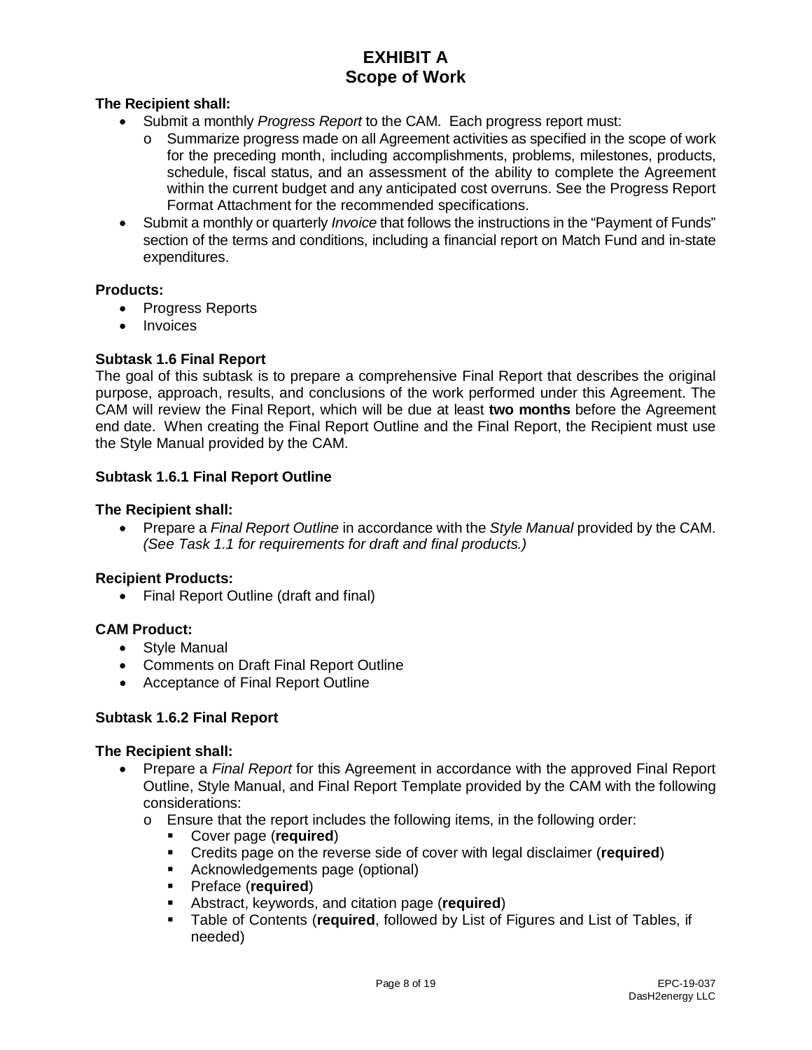**The Recipient shall:**

- Submit a monthly *Progress Report* to the CAM. Each progress report must:
  - Summarize progress made on all Agreement activities as specified in the scope of work for the preceding month, including accomplishments, problems, milestones, products, schedule, fiscal status, and an assessment of the ability to complete the Agreement within the current budget and any anticipated cost overruns. See the Progress Report Format Attachment for the recommended specifications.
- Submit a monthly or quarterly *Invoice* that follows the instructions in the "Payment of Funds" section of the terms and conditions, including a financial report on Match Fund and in-state expenditures.

**Products:**

- Progress Reports
- Invoices

### Subtask 1.6 Final Report

The goal of this subtask is to prepare a comprehensive Final Report that describes the original purpose, approach, results, and conclusions of the work performed under this Agreement. The CAM will review the Final Report, which will be due at least **two months** before the Agreement end date. When creating the Final Report Outline and the Final Report, the Recipient must use the Style Manual provided by the CAM.

### Subtask 1.6.1 Final Report Outline

**The Recipient shall:**

- Prepare a *Final Report Outline* in accordance with the *Style Manual* provided by the CAM. *(See Task 1.1 for requirements for draft and final products.)*

**Recipient Products:**

- Final Report Outline (draft and final)

**CAM Product:**

- Style Manual
- Comments on Draft Final Report Outline
- Acceptance of Final Report Outline

### Subtask 1.6.2 Final Report

**The Recipient shall:**

- Prepare a *Final Report* for this Agreement in accordance with the approved Final Report Outline, Style Manual, and Final Report Template provided by the CAM with the following considerations:
  - Ensure that the report includes the following items, in the following order:
    - Cover page (**required**)
    - Credits page on the reverse side of cover with legal disclaimer (**required**)
    - Acknowledgements page (optional)
    - Preface (**required**)
    - Abstract, keywords, and citation page (**required**)
    - Table of Contents (**required**, followed by List of Figures and List of Tables, if needed)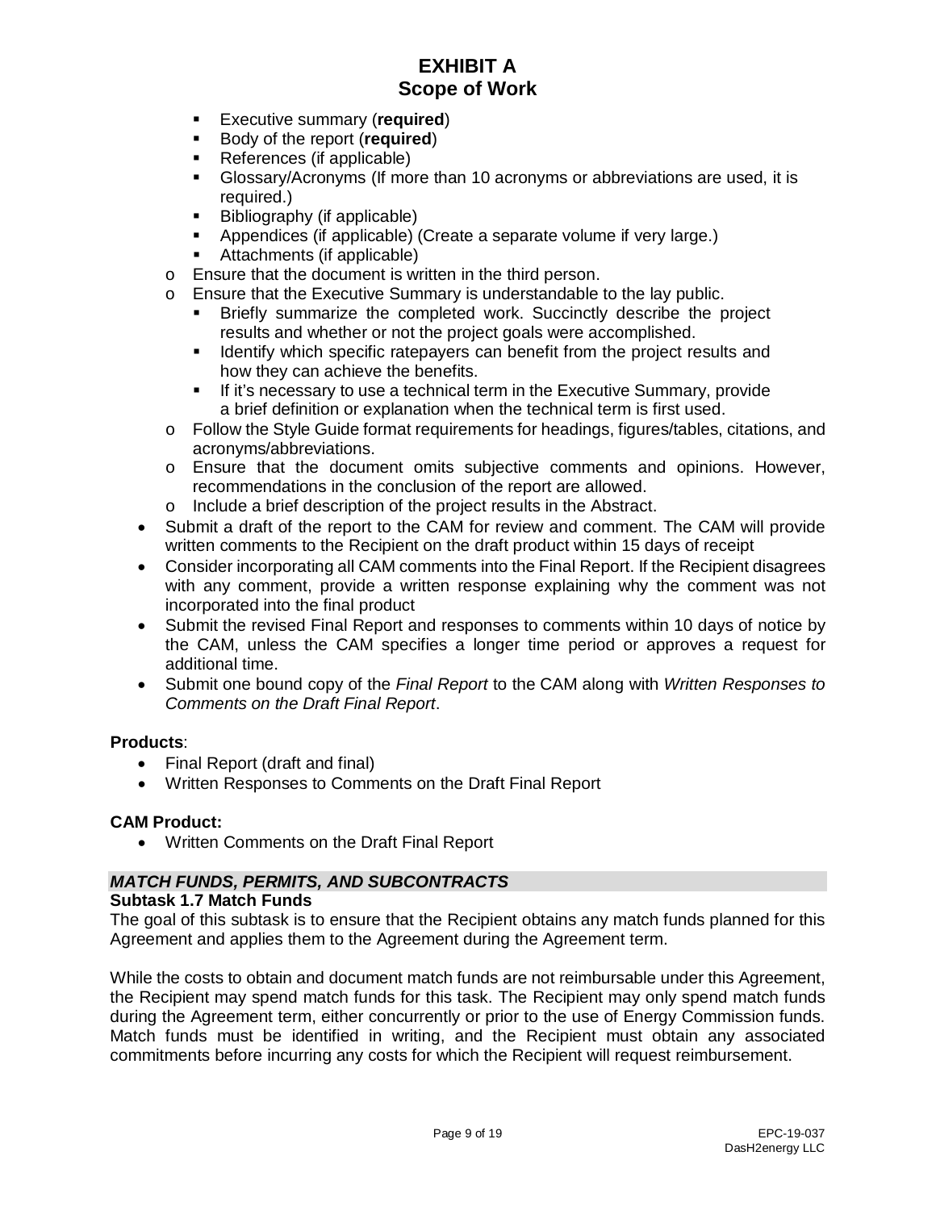- Executive summary (**required**)
- Body of the report (**required**)
- References (if applicable)
- Glossary/Acronyms (If more than 10 acronyms or abbreviations are used, it is required.)
- Bibliography (if applicable)
- Appendices (if applicable) (Create a separate volume if very large.)
- Attachments (if applicable)

  - Ensure that the document is written in the third person.
  - Ensure that the Executive Summary is understandable to the lay public.
    - Briefly summarize the completed work. Succinctly describe the project results and whether or not the project goals were accomplished.
    - Identify which specific ratepayers can benefit from the project results and how they can achieve the benefits.
    - If it's necessary to use a technical term in the Executive Summary, provide a brief definition or explanation when the technical term is first used.
  - Follow the Style Guide format requirements for headings, figures/tables, citations, and acronyms/abbreviations.
  - Ensure that the document omits subjective comments and opinions. However, recommendations in the conclusion of the report are allowed.
  - Include a brief description of the project results in the Abstract.
- Submit a draft of the report to the CAM for review and comment. The CAM will provide written comments to the Recipient on the draft product within 15 days of receipt
- Consider incorporating all CAM comments into the Final Report. If the Recipient disagrees with any comment, provide a written response explaining why the comment was not incorporated into the final product
- Submit the revised Final Report and responses to comments within 10 days of notice by the CAM, unless the CAM specifies a longer time period or approves a request for additional time.
- Submit one bound copy of the *Final Report* to the CAM along with *Written Responses to Comments on the Draft Final Report*.

**Products**:
- Final Report (draft and final)
- Written Responses to Comments on the Draft Final Report

**CAM Product:**
- Written Comments on the Draft Final Report

***MATCH FUNDS, PERMITS, AND SUBCONTRACTS***

**Subtask 1.7 Match Funds**

The goal of this subtask is to ensure that the Recipient obtains any match funds planned for this Agreement and applies them to the Agreement during the Agreement term.

While the costs to obtain and document match funds are not reimbursable under this Agreement, the Recipient may spend match funds for this task. The Recipient may only spend match funds during the Agreement term, either concurrently or prior to the use of Energy Commission funds. Match funds must be identified in writing, and the Recipient must obtain any associated commitments before incurring any costs for which the Recipient will request reimbursement.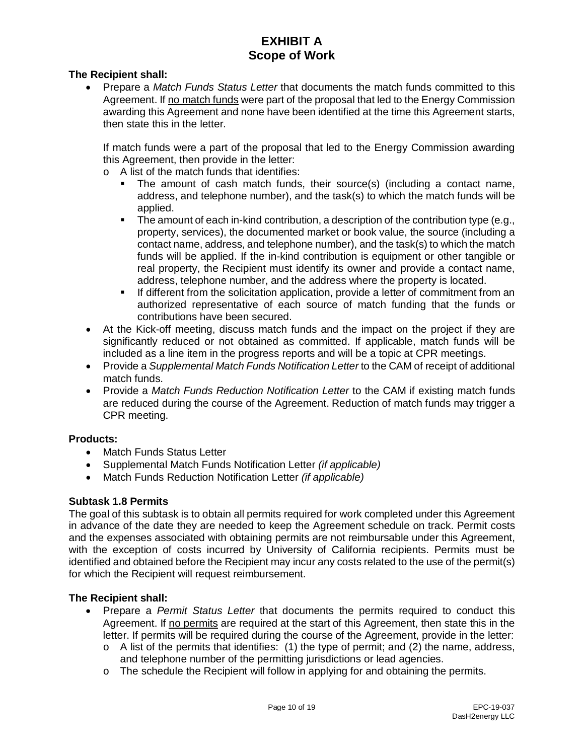# EXHIBIT A
# Scope of Work

**The Recipient shall:**

- Prepare a *Match Funds Status Letter* that documents the match funds committed to this Agreement. If no match funds were part of the proposal that led to the Energy Commission awarding this Agreement and none have been identified at the time this Agreement starts, then state this in the letter.

  If match funds were a part of the proposal that led to the Energy Commission awarding this Agreement, then provide in the letter:
  - A list of the match funds that identifies:
    - The amount of cash match funds, their source(s) (including a contact name, address, and telephone number), and the task(s) to which the match funds will be applied.
    - The amount of each in-kind contribution, a description of the contribution type (e.g., property, services), the documented market or book value, the source (including a contact name, address, and telephone number), and the task(s) to which the match funds will be applied. If the in-kind contribution is equipment or other tangible or real property, the Recipient must identify its owner and provide a contact name, address, telephone number, and the address where the property is located.
    - If different from the solicitation application, provide a letter of commitment from an authorized representative of each source of match funding that the funds or contributions have been secured.
- At the Kick-off meeting, discuss match funds and the impact on the project if they are significantly reduced or not obtained as committed. If applicable, match funds will be included as a line item in the progress reports and will be a topic at CPR meetings.
- Provide a *Supplemental Match Funds Notification Letter* to the CAM of receipt of additional match funds.
- Provide a *Match Funds Reduction Notification Letter* to the CAM if existing match funds are reduced during the course of the Agreement. Reduction of match funds may trigger a CPR meeting.

**Products:**

- Match Funds Status Letter
- Supplemental Match Funds Notification Letter *(if applicable)*
- Match Funds Reduction Notification Letter *(if applicable)*

### Subtask 1.8 Permits

The goal of this subtask is to obtain all permits required for work completed under this Agreement in advance of the date they are needed to keep the Agreement schedule on track. Permit costs and the expenses associated with obtaining permits are not reimbursable under this Agreement, with the exception of costs incurred by University of California recipients. Permits must be identified and obtained before the Recipient may incur any costs related to the use of the permit(s) for which the Recipient will request reimbursement.

**The Recipient shall:**

- Prepare a *Permit Status Letter* that documents the permits required to conduct this Agreement. If no permits are required at the start of this Agreement, then state this in the letter. If permits will be required during the course of the Agreement, provide in the letter:
  - A list of the permits that identifies: (1) the type of permit; and (2) the name, address, and telephone number of the permitting jurisdictions or lead agencies.
  - The schedule the Recipient will follow in applying for and obtaining the permits.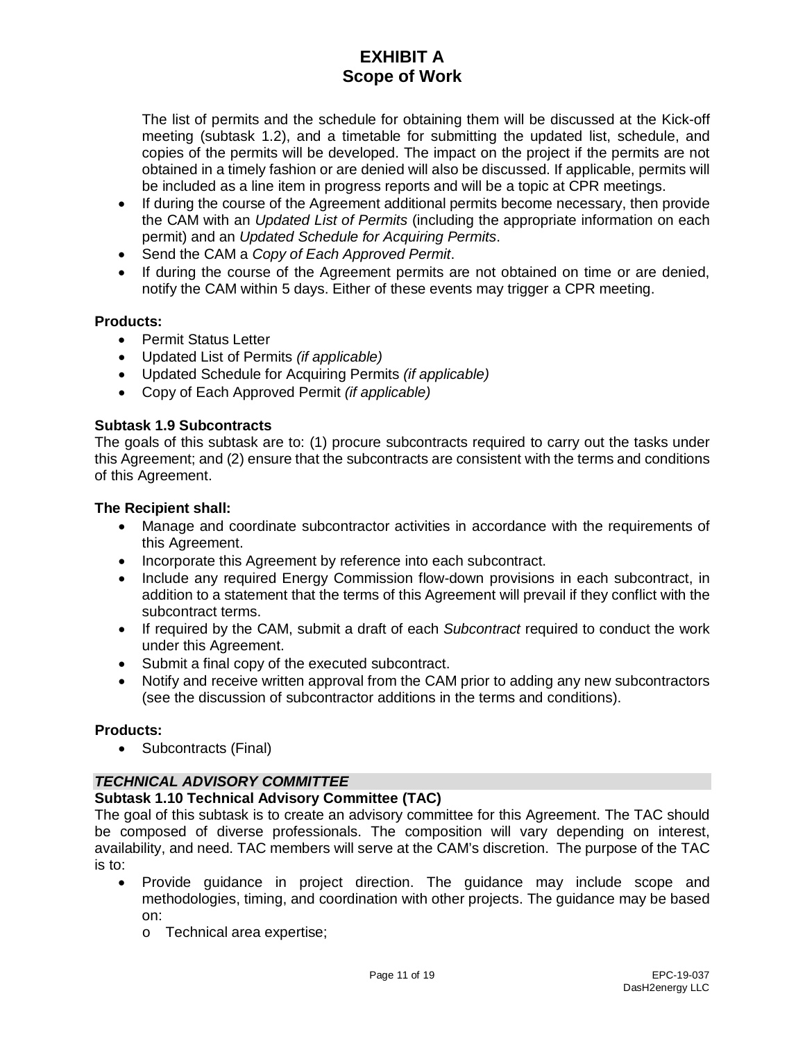The list of permits and the schedule for obtaining them will be discussed at the Kick-off meeting (subtask 1.2), and a timetable for submitting the updated list, schedule, and copies of the permits will be developed. The impact on the project if the permits are not obtained in a timely fashion or are denied will also be discussed. If applicable, permits will be included as a line item in progress reports and will be a topic at CPR meetings.

- If during the course of the Agreement additional permits become necessary, then provide the CAM with an *Updated List of Permits* (including the appropriate information on each permit) and an *Updated Schedule for Acquiring Permits*.
- Send the CAM a *Copy of Each Approved Permit*.
- If during the course of the Agreement permits are not obtained on time or are denied, notify the CAM within 5 days. Either of these events may trigger a CPR meeting.

**Products:**

- Permit Status Letter
- Updated List of Permits *(if applicable)*
- Updated Schedule for Acquiring Permits *(if applicable)*
- Copy of Each Approved Permit *(if applicable)*

### Subtask 1.9 Subcontracts

The goals of this subtask are to: (1) procure subcontracts required to carry out the tasks under this Agreement; and (2) ensure that the subcontracts are consistent with the terms and conditions of this Agreement.

**The Recipient shall:**

- Manage and coordinate subcontractor activities in accordance with the requirements of this Agreement.
- Incorporate this Agreement by reference into each subcontract.
- Include any required Energy Commission flow-down provisions in each subcontract, in addition to a statement that the terms of this Agreement will prevail if they conflict with the subcontract terms.
- If required by the CAM, submit a draft of each *Subcontract* required to conduct the work under this Agreement.
- Submit a final copy of the executed subcontract.
- Notify and receive written approval from the CAM prior to adding any new subcontractors (see the discussion of subcontractor additions in the terms and conditions).

**Products:**

- Subcontracts (Final)

## *TECHNICAL ADVISORY COMMITTEE*

### Subtask 1.10 Technical Advisory Committee (TAC)

The goal of this subtask is to create an advisory committee for this Agreement. The TAC should be composed of diverse professionals. The composition will vary depending on interest, availability, and need. TAC members will serve at the CAM's discretion. The purpose of the TAC is to:

- Provide guidance in project direction. The guidance may include scope and methodologies, timing, and coordination with other projects. The guidance may be based on:
  - Technical area expertise;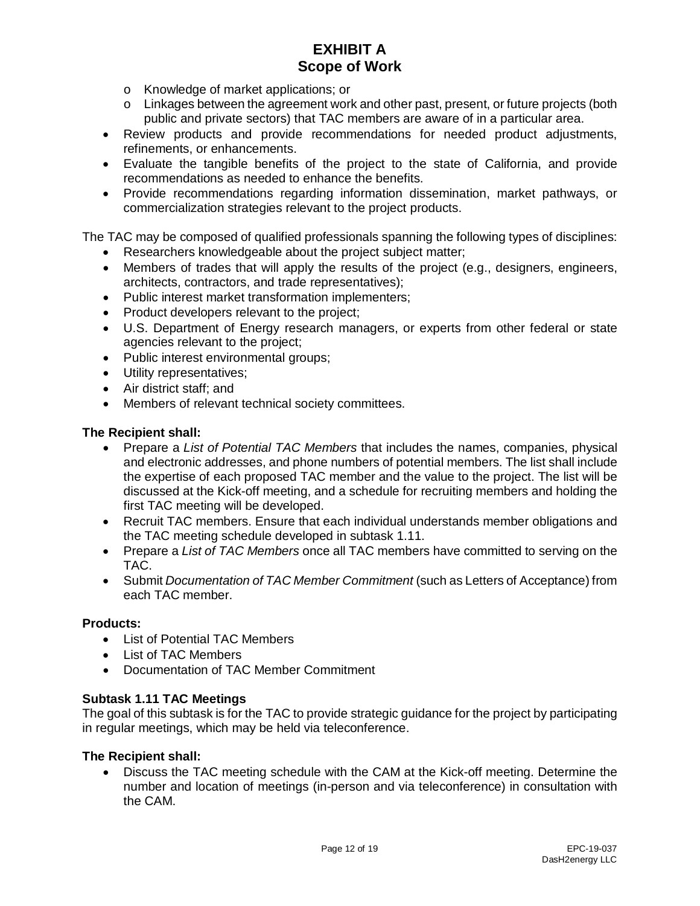- Knowledge of market applications; or
- Linkages between the agreement work and other past, present, or future projects (both public and private sectors) that TAC members are aware of in a particular area.

- Review products and provide recommendations for needed product adjustments, refinements, or enhancements.
- Evaluate the tangible benefits of the project to the state of California, and provide recommendations as needed to enhance the benefits.
- Provide recommendations regarding information dissemination, market pathways, or commercialization strategies relevant to the project products.

The TAC may be composed of qualified professionals spanning the following types of disciplines:

- Researchers knowledgeable about the project subject matter;
- Members of trades that will apply the results of the project (e.g., designers, engineers, architects, contractors, and trade representatives);
- Public interest market transformation implementers;
- Product developers relevant to the project;
- U.S. Department of Energy research managers, or experts from other federal or state agencies relevant to the project;
- Public interest environmental groups;
- Utility representatives;
- Air district staff; and
- Members of relevant technical society committees.

**The Recipient shall:**

- Prepare a *List of Potential TAC Members* that includes the names, companies, physical and electronic addresses, and phone numbers of potential members. The list shall include the expertise of each proposed TAC member and the value to the project. The list will be discussed at the Kick-off meeting, and a schedule for recruiting members and holding the first TAC meeting will be developed.
- Recruit TAC members. Ensure that each individual understands member obligations and the TAC meeting schedule developed in subtask 1.11.
- Prepare a *List of TAC Members* once all TAC members have committed to serving on the TAC.
- Submit *Documentation of TAC Member Commitment* (such as Letters of Acceptance) from each TAC member.

**Products:**

- List of Potential TAC Members
- List of TAC Members
- Documentation of TAC Member Commitment

**Subtask 1.11 TAC Meetings**

The goal of this subtask is for the TAC to provide strategic guidance for the project by participating in regular meetings, which may be held via teleconference.

**The Recipient shall:**

- Discuss the TAC meeting schedule with the CAM at the Kick-off meeting. Determine the number and location of meetings (in-person and via teleconference) in consultation with the CAM.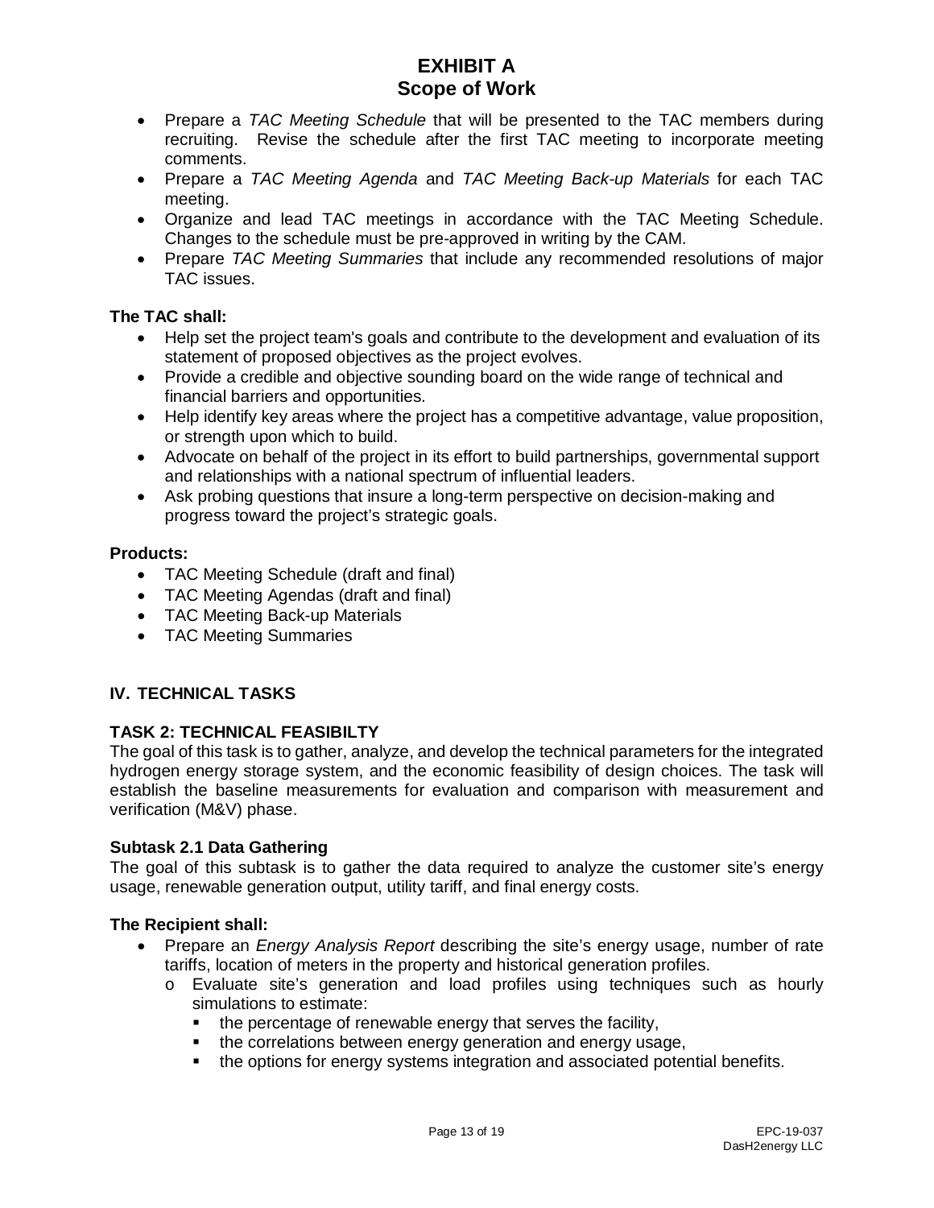- Prepare a *TAC Meeting Schedule* that will be presented to the TAC members during recruiting. Revise the schedule after the first TAC meeting to incorporate meeting comments.
- Prepare a *TAC Meeting Agenda* and *TAC Meeting Back-up Materials* for each TAC meeting.
- Organize and lead TAC meetings in accordance with the TAC Meeting Schedule. Changes to the schedule must be pre-approved in writing by the CAM.
- Prepare *TAC Meeting Summaries* that include any recommended resolutions of major TAC issues.

**The TAC shall:**

- Help set the project team's goals and contribute to the development and evaluation of its statement of proposed objectives as the project evolves.
- Provide a credible and objective sounding board on the wide range of technical and financial barriers and opportunities.
- Help identify key areas where the project has a competitive advantage, value proposition, or strength upon which to build.
- Advocate on behalf of the project in its effort to build partnerships, governmental support and relationships with a national spectrum of influential leaders.
- Ask probing questions that insure a long-term perspective on decision-making and progress toward the project's strategic goals.

**Products:**

- TAC Meeting Schedule (draft and final)
- TAC Meeting Agendas (draft and final)
- TAC Meeting Back-up Materials
- TAC Meeting Summaries

## IV. TECHNICAL TASKS

### TASK 2: TECHNICAL FEASIBILTY

The goal of this task is to gather, analyze, and develop the technical parameters for the integrated hydrogen energy storage system, and the economic feasibility of design choices. The task will establish the baseline measurements for evaluation and comparison with measurement and verification (M&V) phase.

#### Subtask 2.1 Data Gathering

The goal of this subtask is to gather the data required to analyze the customer site's energy usage, renewable generation output, utility tariff, and final energy costs.

**The Recipient shall:**

- Prepare an *Energy Analysis Report* describing the site's energy usage, number of rate tariffs, location of meters in the property and historical generation profiles.
  - o Evaluate site's generation and load profiles using techniques such as hourly simulations to estimate:
    - the percentage of renewable energy that serves the facility,
    - the correlations between energy generation and energy usage,
    - the options for energy systems integration and associated potential benefits.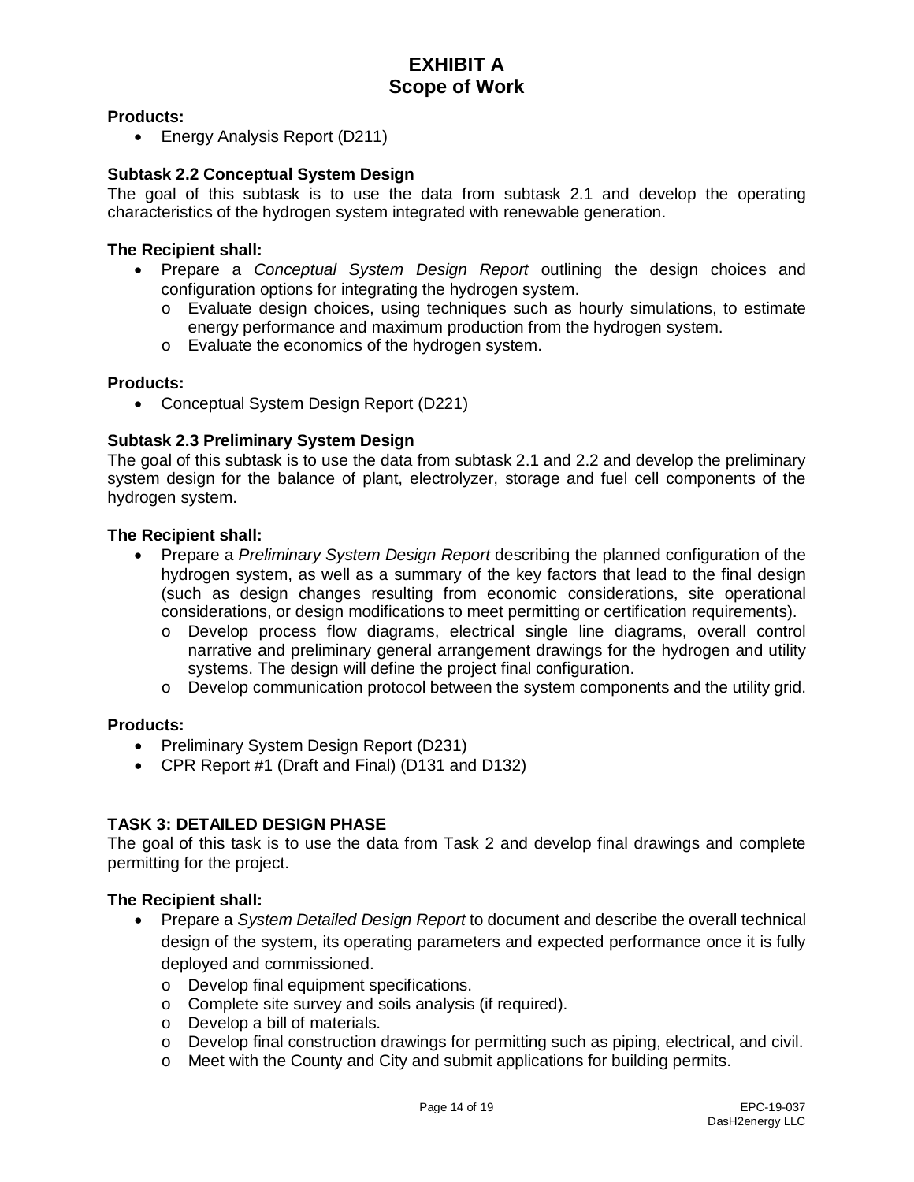**Products:**

- Energy Analysis Report (D211)

**Subtask 2.2 Conceptual System Design**

The goal of this subtask is to use the data from subtask 2.1 and develop the operating characteristics of the hydrogen system integrated with renewable generation.

**The Recipient shall:**

- Prepare a *Conceptual System Design Report* outlining the design choices and configuration options for integrating the hydrogen system.
  - Evaluate design choices, using techniques such as hourly simulations, to estimate energy performance and maximum production from the hydrogen system.
  - Evaluate the economics of the hydrogen system.

**Products:**

- Conceptual System Design Report (D221)

**Subtask 2.3 Preliminary System Design**

The goal of this subtask is to use the data from subtask 2.1 and 2.2 and develop the preliminary system design for the balance of plant, electrolyzer, storage and fuel cell components of the hydrogen system.

**The Recipient shall:**

- Prepare a *Preliminary System Design Report* describing the planned configuration of the hydrogen system, as well as a summary of the key factors that lead to the final design (such as design changes resulting from economic considerations, site operational considerations, or design modifications to meet permitting or certification requirements).
  - Develop process flow diagrams, electrical single line diagrams, overall control narrative and preliminary general arrangement drawings for the hydrogen and utility systems. The design will define the project final configuration.
  - Develop communication protocol between the system components and the utility grid.

**Products:**

- Preliminary System Design Report (D231)
- CPR Report #1 (Draft and Final) (D131 and D132)

**TASK 3: DETAILED DESIGN PHASE**

The goal of this task is to use the data from Task 2 and develop final drawings and complete permitting for the project.

**The Recipient shall:**

- Prepare a *System Detailed Design Report* to document and describe the overall technical design of the system, its operating parameters and expected performance once it is fully deployed and commissioned.
  - Develop final equipment specifications.
  - Complete site survey and soils analysis (if required).
  - Develop a bill of materials.
  - Develop final construction drawings for permitting such as piping, electrical, and civil.
  - Meet with the County and City and submit applications for building permits.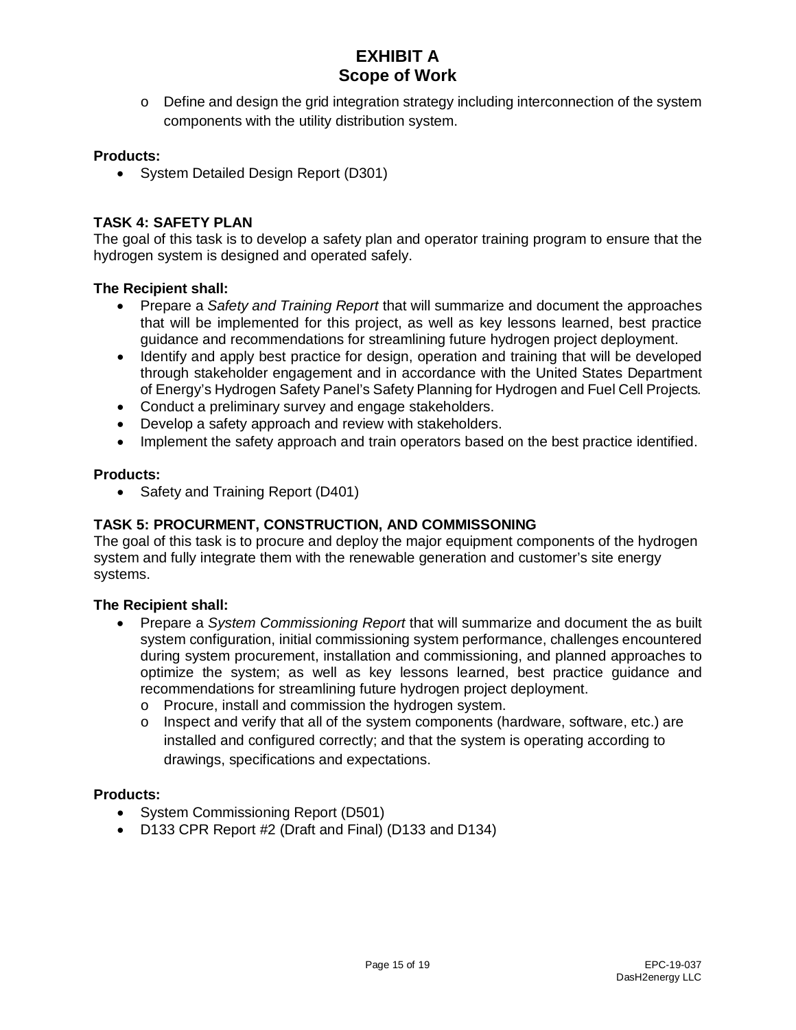- Define and design the grid integration strategy including interconnection of the system components with the utility distribution system.

**Products:**

- System Detailed Design Report (D301)

**TASK 4: SAFETY PLAN**

The goal of this task is to develop a safety plan and operator training program to ensure that the hydrogen system is designed and operated safely.

**The Recipient shall:**

- Prepare a *Safety and Training Report* that will summarize and document the approaches that will be implemented for this project, as well as key lessons learned, best practice guidance and recommendations for streamlining future hydrogen project deployment.
- Identify and apply best practice for design, operation and training that will be developed through stakeholder engagement and in accordance with the United States Department of Energy's Hydrogen Safety Panel's Safety Planning for Hydrogen and Fuel Cell Projects.
- Conduct a preliminary survey and engage stakeholders.
- Develop a safety approach and review with stakeholders.
- Implement the safety approach and train operators based on the best practice identified.

**Products:**

- Safety and Training Report (D401)

**TASK 5: PROCURMENT, CONSTRUCTION, AND COMMISSONING**

The goal of this task is to procure and deploy the major equipment components of the hydrogen system and fully integrate them with the renewable generation and customer's site energy systems.

**The Recipient shall:**

- Prepare a *System Commissioning Report* that will summarize and document the as built system configuration, initial commissioning system performance, challenges encountered during system procurement, installation and commissioning, and planned approaches to optimize the system; as well as key lessons learned, best practice guidance and recommendations for streamlining future hydrogen project deployment.
  - Procure, install and commission the hydrogen system.
  - Inspect and verify that all of the system components (hardware, software, etc.) are installed and configured correctly; and that the system is operating according to drawings, specifications and expectations.

**Products:**

- System Commissioning Report (D501)
- D133 CPR Report #2 (Draft and Final) (D133 and D134)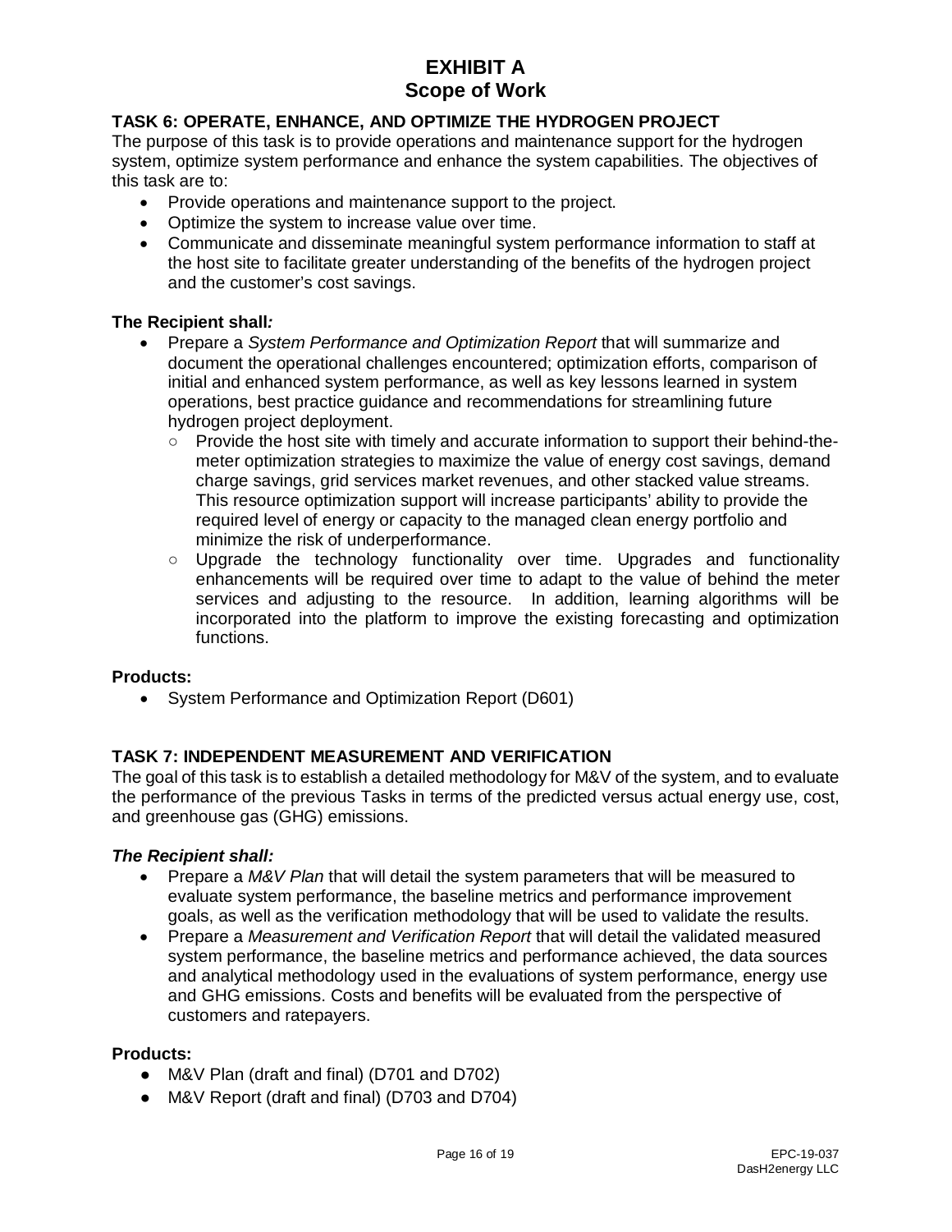# EXHIBIT A
# Scope of Work

## TASK 6: OPERATE, ENHANCE, AND OPTIMIZE THE HYDROGEN PROJECT

The purpose of this task is to provide operations and maintenance support for the hydrogen system, optimize system performance and enhance the system capabilities. The objectives of this task are to:

- Provide operations and maintenance support to the project.
- Optimize the system to increase value over time.
- Communicate and disseminate meaningful system performance information to staff at the host site to facilitate greater understanding of the benefits of the hydrogen project and the customer's cost savings.

**The Recipient shall*:***

- Prepare a *System Performance and Optimization Report* that will summarize and document the operational challenges encountered; optimization efforts, comparison of initial and enhanced system performance, as well as key lessons learned in system operations, best practice guidance and recommendations for streamlining future hydrogen project deployment.
  - Provide the host site with timely and accurate information to support their behind-the-meter optimization strategies to maximize the value of energy cost savings, demand charge savings, grid services market revenues, and other stacked value streams. This resource optimization support will increase participants' ability to provide the required level of energy or capacity to the managed clean energy portfolio and minimize the risk of underperformance.
  - Upgrade the technology functionality over time. Upgrades and functionality enhancements will be required over time to adapt to the value of behind the meter services and adjusting to the resource. In addition, learning algorithms will be incorporated into the platform to improve the existing forecasting and optimization functions.

**Products:**

- System Performance and Optimization Report (D601)

## TASK 7: INDEPENDENT MEASUREMENT AND VERIFICATION

The goal of this task is to establish a detailed methodology for M&V of the system, and to evaluate the performance of the previous Tasks in terms of the predicted versus actual energy use, cost, and greenhouse gas (GHG) emissions.

***The Recipient shall:***

- Prepare a *M&V Plan* that will detail the system parameters that will be measured to evaluate system performance, the baseline metrics and performance improvement goals, as well as the verification methodology that will be used to validate the results.
- Prepare a *Measurement and Verification Report* that will detail the validated measured system performance, the baseline metrics and performance achieved, the data sources and analytical methodology used in the evaluations of system performance, energy use and GHG emissions. Costs and benefits will be evaluated from the perspective of customers and ratepayers.

**Products:**

- M&V Plan (draft and final) (D701 and D702)
- M&V Report (draft and final) (D703 and D704)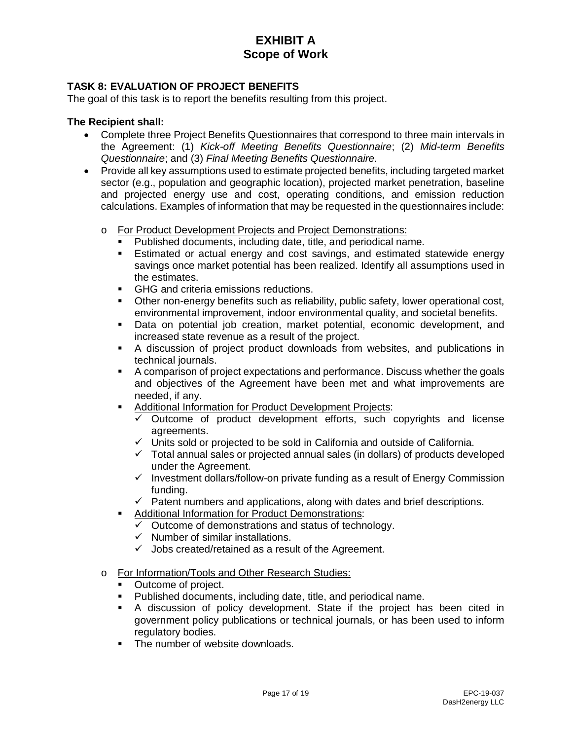# EXHIBIT A
## Scope of Work

### TASK 8: EVALUATION OF PROJECT BENEFITS

The goal of this task is to report the benefits resulting from this project.

**The Recipient shall:**

- Complete three Project Benefits Questionnaires that correspond to three main intervals in the Agreement: (1) *Kick-off Meeting Benefits Questionnaire*; (2) *Mid-term Benefits Questionnaire*; and (3) *Final Meeting Benefits Questionnaire*.
- Provide all key assumptions used to estimate projected benefits, including targeted market sector (e.g., population and geographic location), projected market penetration, baseline and projected energy use and cost, operating conditions, and emission reduction calculations. Examples of information that may be requested in the questionnaires include:
  - <u>For Product Development Projects and Project Demonstrations:</u>
    - Published documents, including date, title, and periodical name.
    - Estimated or actual energy and cost savings, and estimated statewide energy savings once market potential has been realized. Identify all assumptions used in the estimates.
    - GHG and criteria emissions reductions.
    - Other non-energy benefits such as reliability, public safety, lower operational cost, environmental improvement, indoor environmental quality, and societal benefits.
    - Data on potential job creation, market potential, economic development, and increased state revenue as a result of the project.
    - A discussion of project product downloads from websites, and publications in technical journals.
    - A comparison of project expectations and performance. Discuss whether the goals and objectives of the Agreement have been met and what improvements are needed, if any.
    - <u>Additional Information for Product Development Projects</u>:
      - ✓ Outcome of product development efforts, such copyrights and license agreements.
      - ✓ Units sold or projected to be sold in California and outside of California.
      - ✓ Total annual sales or projected annual sales (in dollars) of products developed under the Agreement.
      - ✓ Investment dollars/follow-on private funding as a result of Energy Commission funding.
      - ✓ Patent numbers and applications, along with dates and brief descriptions.
    - <u>Additional Information for Product Demonstrations</u>:
      - ✓ Outcome of demonstrations and status of technology.
      - ✓ Number of similar installations.
      - ✓ Jobs created/retained as a result of the Agreement.
  - <u>For Information/Tools and Other Research Studies:</u>
    - Outcome of project.
    - Published documents, including date, title, and periodical name.
    - A discussion of policy development. State if the project has been cited in government policy publications or technical journals, or has been used to inform regulatory bodies.
    - The number of website downloads.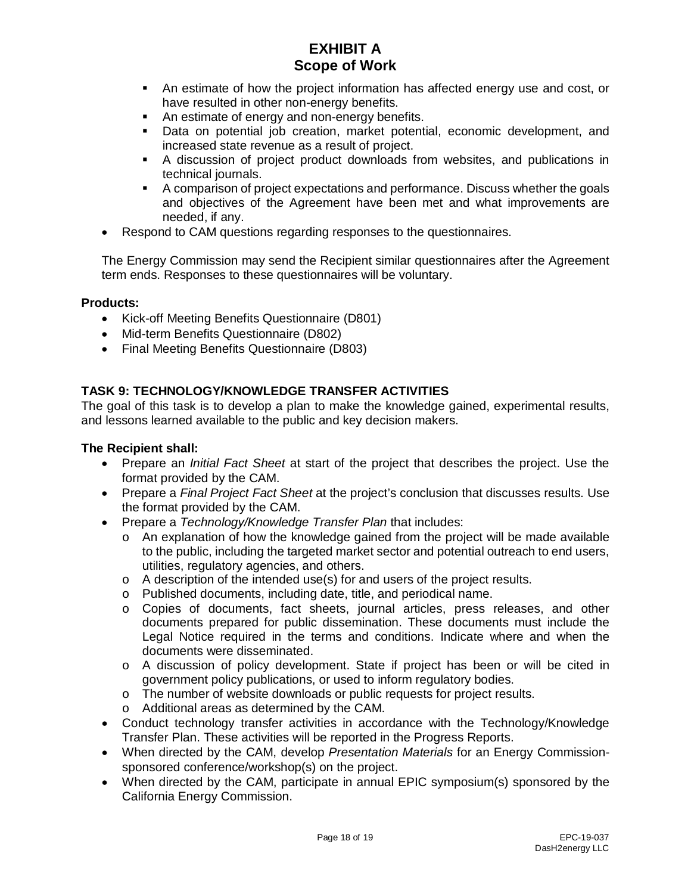- An estimate of how the project information has affected energy use and cost, or have resulted in other non-energy benefits.
- An estimate of energy and non-energy benefits.
- Data on potential job creation, market potential, economic development, and increased state revenue as a result of project.
- A discussion of project product downloads from websites, and publications in technical journals.
- A comparison of project expectations and performance. Discuss whether the goals and objectives of the Agreement have been met and what improvements are needed, if any.

- Respond to CAM questions regarding responses to the questionnaires.

The Energy Commission may send the Recipient similar questionnaires after the Agreement term ends. Responses to these questionnaires will be voluntary.

**Products:**

- Kick-off Meeting Benefits Questionnaire (D801)
- Mid-term Benefits Questionnaire (D802)
- Final Meeting Benefits Questionnaire (D803)

## TASK 9: TECHNOLOGY/KNOWLEDGE TRANSFER ACTIVITIES

The goal of this task is to develop a plan to make the knowledge gained, experimental results, and lessons learned available to the public and key decision makers.

**The Recipient shall:**

- Prepare an *Initial Fact Sheet* at start of the project that describes the project. Use the format provided by the CAM.
- Prepare a *Final Project Fact Sheet* at the project's conclusion that discusses results. Use the format provided by the CAM.
- Prepare a *Technology/Knowledge Transfer Plan* that includes:
  - An explanation of how the knowledge gained from the project will be made available to the public, including the targeted market sector and potential outreach to end users, utilities, regulatory agencies, and others.
  - A description of the intended use(s) for and users of the project results.
  - Published documents, including date, title, and periodical name.
  - Copies of documents, fact sheets, journal articles, press releases, and other documents prepared for public dissemination. These documents must include the Legal Notice required in the terms and conditions. Indicate where and when the documents were disseminated.
  - A discussion of policy development. State if project has been or will be cited in government policy publications, or used to inform regulatory bodies.
  - The number of website downloads or public requests for project results.
  - Additional areas as determined by the CAM.
- Conduct technology transfer activities in accordance with the Technology/Knowledge Transfer Plan. These activities will be reported in the Progress Reports.
- When directed by the CAM, develop *Presentation Materials* for an Energy Commission-sponsored conference/workshop(s) on the project.
- When directed by the CAM, participate in annual EPIC symposium(s) sponsored by the California Energy Commission.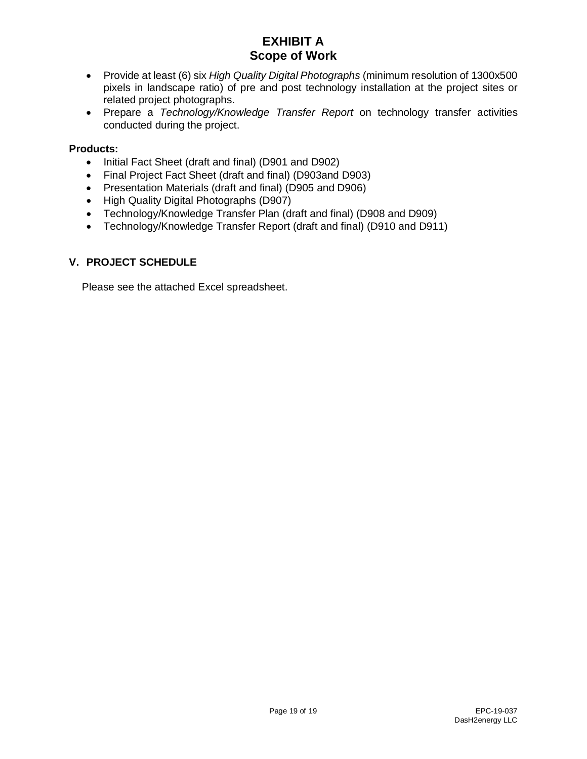- Provide at least (6) six *High Quality Digital Photographs* (minimum resolution of 1300x500 pixels in landscape ratio) of pre and post technology installation at the project sites or related project photographs.
- Prepare a *Technology/Knowledge Transfer Report* on technology transfer activities conducted during the project.

**Products:**

- Initial Fact Sheet (draft and final) (D901 and D902)
- Final Project Fact Sheet (draft and final) (D903and D903)
- Presentation Materials (draft and final) (D905 and D906)
- High Quality Digital Photographs (D907)
- Technology/Knowledge Transfer Plan (draft and final) (D908 and D909)
- Technology/Knowledge Transfer Report (draft and final) (D910 and D911)

## V. PROJECT SCHEDULE

Please see the attached Excel spreadsheet.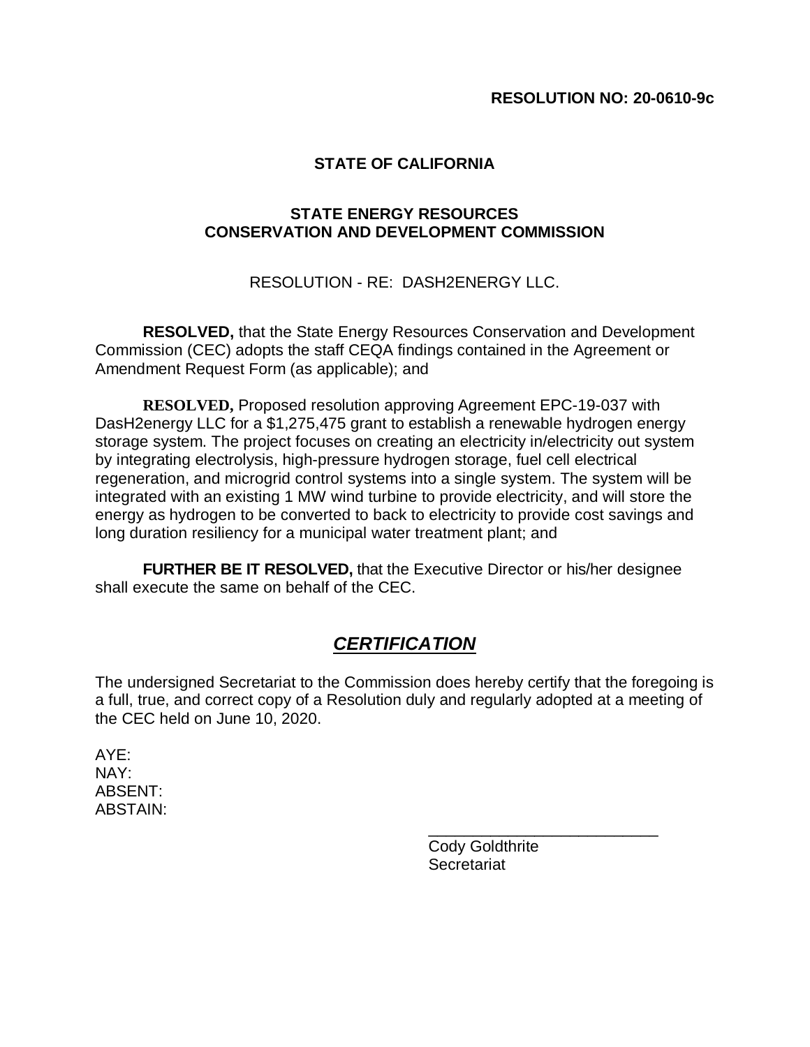**RESOLUTION NO: 20-0610-9c**

**STATE OF CALIFORNIA**

**STATE ENERGY RESOURCES**
**CONSERVATION AND DEVELOPMENT COMMISSION**

RESOLUTION - RE: DASH2ENERGY LLC.

**RESOLVED,** that the State Energy Resources Conservation and Development Commission (CEC) adopts the staff CEQA findings contained in the Agreement or Amendment Request Form (as applicable); and

**RESOLVED,** Proposed resolution approving Agreement EPC-19-037 with DasH2energy LLC for a $1,275,475 grant to establish a renewable hydrogen energy storage system. The project focuses on creating an electricity in/electricity out system by integrating electrolysis, high-pressure hydrogen storage, fuel cell electrical regeneration, and microgrid control systems into a single system. The system will be integrated with an existing 1 MW wind turbine to provide electricity, and will store the energy as hydrogen to be converted to back to electricity to provide cost savings and long duration resiliency for a municipal water treatment plant; and

**FURTHER BE IT RESOLVED,** that the Executive Director or his/her designee shall execute the same on behalf of the CEC.

## ***CERTIFICATION***

The undersigned Secretariat to the Commission does hereby certify that the foregoing is a full, true, and correct copy of a Resolution duly and regularly adopted at a meeting of the CEC held on June 10, 2020.

AYE:
NAY:
ABSENT:
ABSTAIN:

___________________________
Cody Goldthrite
Secretariat